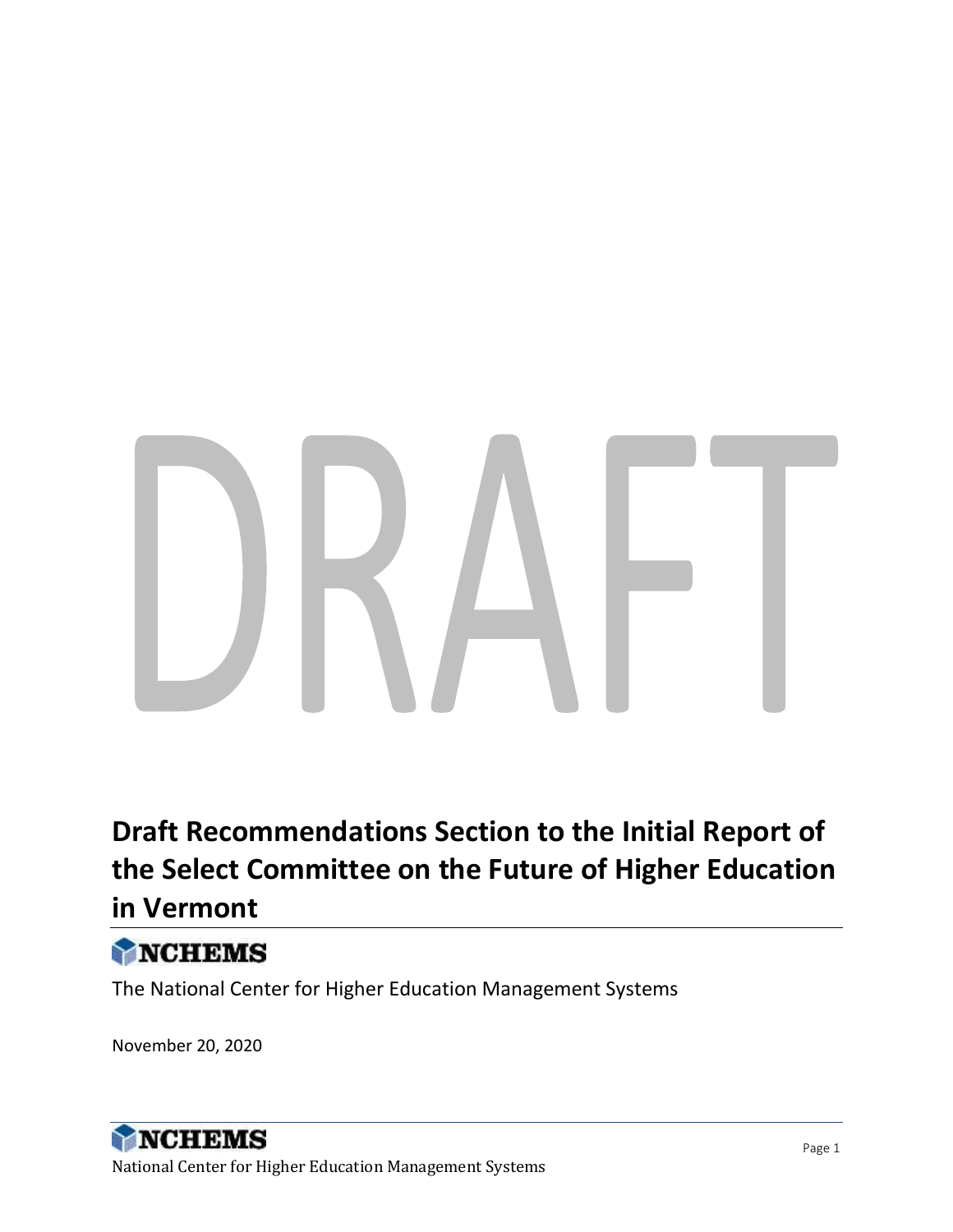DRAFT

# Draft Recommendations Section to the Initial Report of the Select Committee on the Future of Higher Education in Vermont

NCHEMS

The National Center for Higher Education Management Systems

November 20, 2020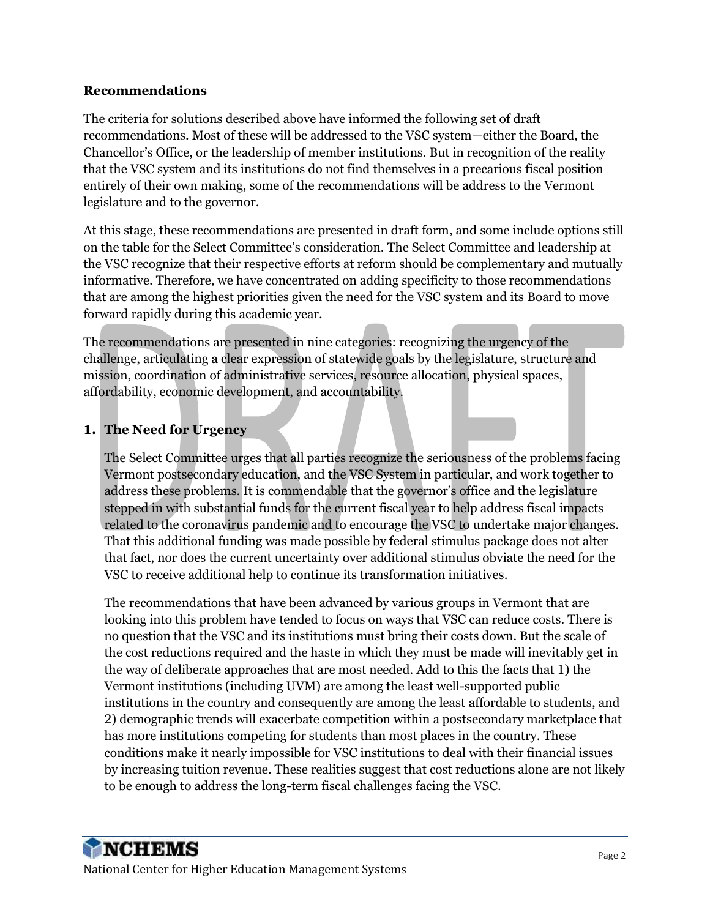**Recommendations**

The criteria for solutions described above have informed the following set of draft recommendations. Most of these will be addressed to the VSC system—either the Board, the Chancellor's Office, or the leadership of member institutions. But in recognition of the reality that the VSC system and its institutions do not find themselves in a precarious fiscal position entirely of their own making, some of the recommendations will be address to the Vermont legislature and to the governor.

At this stage, these recommendations are presented in draft form, and some include options still on the table for the Select Committee's consideration. The Select Committee and leadership at the VSC recognize that their respective efforts at reform should be complementary and mutually informative. Therefore, we have concentrated on adding specificity to those recommendations that are among the highest priorities given the need for the VSC system and its Board to move forward rapidly during this academic year.

The recommendations are presented in nine categories: recognizing the urgency of the challenge, articulating a clear expression of statewide goals by the legislature, structure and mission, coordination of administrative services, resource allocation, physical spaces, affordability, economic development, and accountability.

1. **The Need for Urgency**

   The Select Committee urges that all parties recognize the seriousness of the problems facing Vermont postsecondary education, and the VSC System in particular, and work together to address these problems. It is commendable that the governor's office and the legislature stepped in with substantial funds for the current fiscal year to help address fiscal impacts related to the coronavirus pandemic and to encourage the VSC to undertake major changes. That this additional funding was made possible by federal stimulus package does not alter that fact, nor does the current uncertainty over additional stimulus obviate the need for the VSC to receive additional help to continue its transformation initiatives.

   The recommendations that have been advanced by various groups in Vermont that are looking into this problem have tended to focus on ways that VSC can reduce costs. There is no question that the VSC and its institutions must bring their costs down. But the scale of the cost reductions required and the haste in which they must be made will inevitably get in the way of deliberate approaches that are most needed. Add to this the facts that 1) the Vermont institutions (including UVM) are among the least well-supported public institutions in the country and consequently are among the least affordable to students, and 2) demographic trends will exacerbate competition within a postsecondary marketplace that has more institutions competing for students than most places in the country. These conditions make it nearly impossible for VSC institutions to deal with their financial issues by increasing tuition revenue. These realities suggest that cost reductions alone are not likely to be enough to address the long-term fiscal challenges facing the VSC.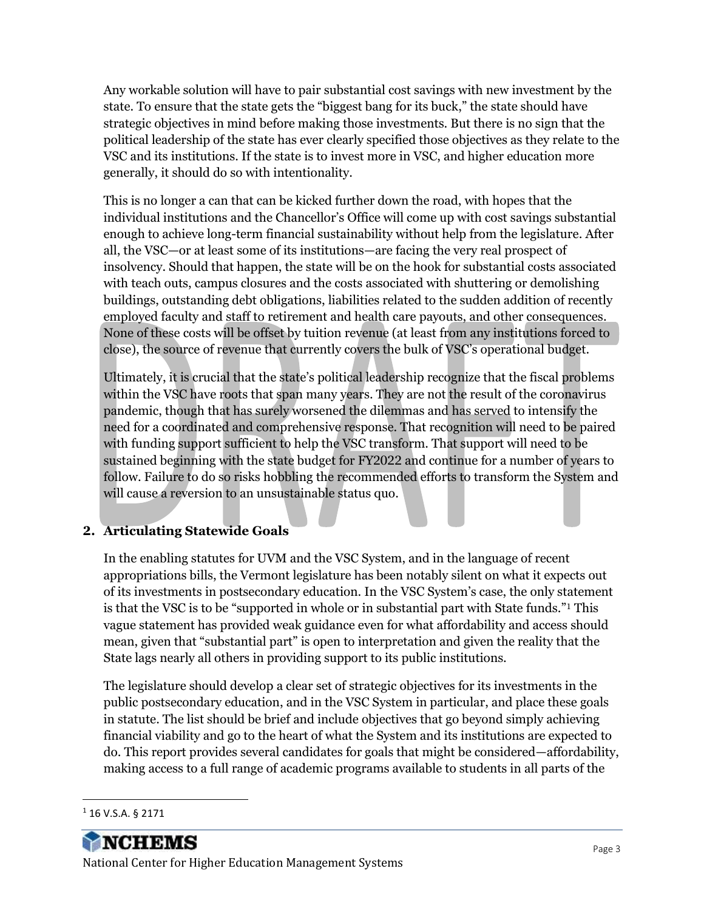Any workable solution will have to pair substantial cost savings with new investment by the state. To ensure that the state gets the "biggest bang for its buck," the state should have strategic objectives in mind before making those investments. But there is no sign that the political leadership of the state has ever clearly specified those objectives as they relate to the VSC and its institutions. If the state is to invest more in VSC, and higher education more generally, it should do so with intentionality.

This is no longer a can that can be kicked further down the road, with hopes that the individual institutions and the Chancellor's Office will come up with cost savings substantial enough to achieve long-term financial sustainability without help from the legislature. After all, the VSC—or at least some of its institutions—are facing the very real prospect of insolvency. Should that happen, the state will be on the hook for substantial costs associated with teach outs, campus closures and the costs associated with shuttering or demolishing buildings, outstanding debt obligations, liabilities related to the sudden addition of recently employed faculty and staff to retirement and health care payouts, and other consequences. None of these costs will be offset by tuition revenue (at least from any institutions forced to close), the source of revenue that currently covers the bulk of VSC's operational budget.

Ultimately, it is crucial that the state's political leadership recognize that the fiscal problems within the VSC have roots that span many years. They are not the result of the coronavirus pandemic, though that has surely worsened the dilemmas and has served to intensify the need for a coordinated and comprehensive response. That recognition will need to be paired with funding support sufficient to help the VSC transform. That support will need to be sustained beginning with the state budget for FY2022 and continue for a number of years to follow. Failure to do so risks hobbling the recommended efforts to transform the System and will cause a reversion to an unsustainable status quo.

## 2. Articulating Statewide Goals

In the enabling statutes for UVM and the VSC System, and in the language of recent appropriations bills, the Vermont legislature has been notably silent on what it expects out of its investments in postsecondary education. In the VSC System's case, the only statement is that the VSC is to be "supported in whole or in substantial part with State funds."[1] This vague statement has provided weak guidance even for what affordability and access should mean, given that "substantial part" is open to interpretation and given the reality that the State lags nearly all others in providing support to its public institutions.

The legislature should develop a clear set of strategic objectives for its investments in the public postsecondary education, and in the VSC System in particular, and place these goals in statute. The list should be brief and include objectives that go beyond simply achieving financial viability and go to the heart of what the System and its institutions are expected to do. This report provides several candidates for goals that might be considered—affordability, making access to a full range of academic programs available to students in all parts of the

[1] 16 V.S.A. § 2171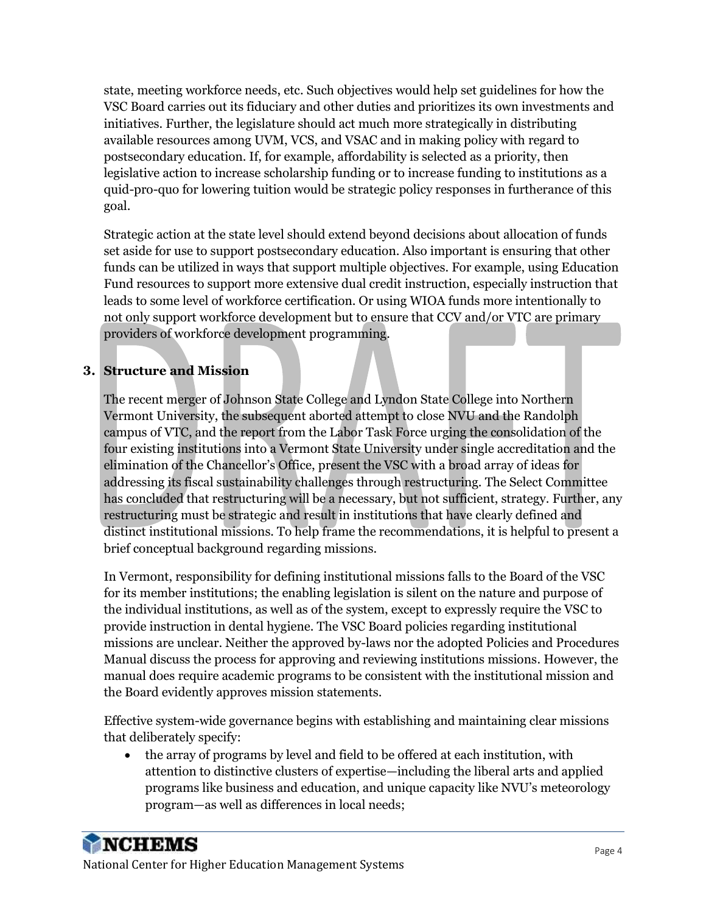state, meeting workforce needs, etc. Such objectives would help set guidelines for how the VSC Board carries out its fiduciary and other duties and prioritizes its own investments and initiatives. Further, the legislature should act much more strategically in distributing available resources among UVM, VCS, and VSAC and in making policy with regard to postsecondary education. If, for example, affordability is selected as a priority, then legislative action to increase scholarship funding or to increase funding to institutions as a quid-pro-quo for lowering tuition would be strategic policy responses in furtherance of this goal.

Strategic action at the state level should extend beyond decisions about allocation of funds set aside for use to support postsecondary education. Also important is ensuring that other funds can be utilized in ways that support multiple objectives. For example, using Education Fund resources to support more extensive dual credit instruction, especially instruction that leads to some level of workforce certification. Or using WIOA funds more intentionally to not only support workforce development but to ensure that CCV and/or VTC are primary providers of workforce development programming.

### 3. Structure and Mission

The recent merger of Johnson State College and Lyndon State College into Northern Vermont University, the subsequent aborted attempt to close NVU and the Randolph campus of VTC, and the report from the Labor Task Force urging the consolidation of the four existing institutions into a Vermont State University under single accreditation and the elimination of the Chancellor's Office, present the VSC with a broad array of ideas for addressing its fiscal sustainability challenges through restructuring. The Select Committee has concluded that restructuring will be a necessary, but not sufficient, strategy. Further, any restructuring must be strategic and result in institutions that have clearly defined and distinct institutional missions. To help frame the recommendations, it is helpful to present a brief conceptual background regarding missions.

In Vermont, responsibility for defining institutional missions falls to the Board of the VSC for its member institutions; the enabling legislation is silent on the nature and purpose of the individual institutions, as well as of the system, except to expressly require the VSC to provide instruction in dental hygiene. The VSC Board policies regarding institutional missions are unclear. Neither the approved by-laws nor the adopted Policies and Procedures Manual discuss the process for approving and reviewing institutions missions. However, the manual does require academic programs to be consistent with the institutional mission and the Board evidently approves mission statements.

Effective system-wide governance begins with establishing and maintaining clear missions that deliberately specify:

- the array of programs by level and field to be offered at each institution, with attention to distinctive clusters of expertise—including the liberal arts and applied programs like business and education, and unique capacity like NVU's meteorology program—as well as differences in local needs;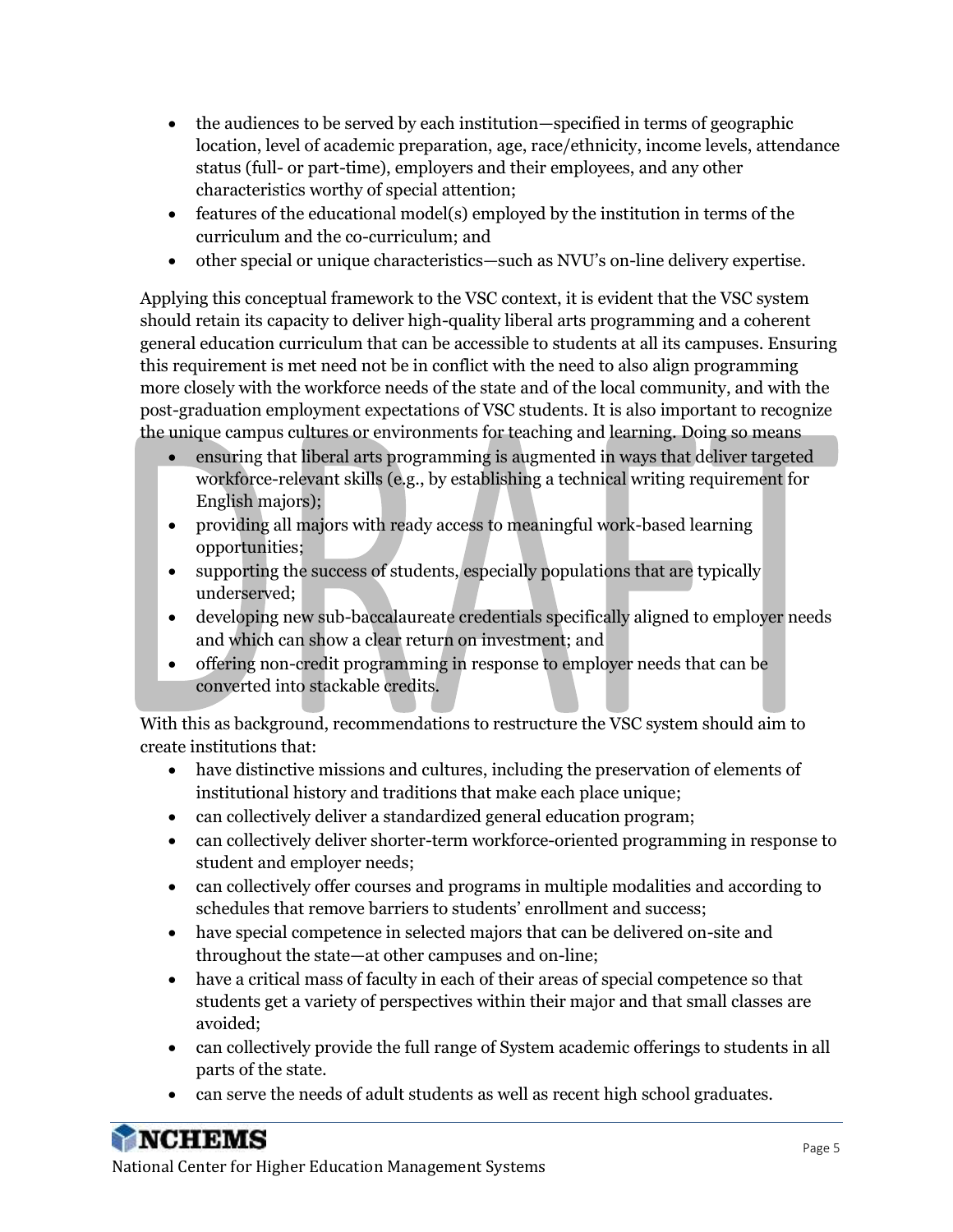- the audiences to be served by each institution—specified in terms of geographic location, level of academic preparation, age, race/ethnicity, income levels, attendance status (full- or part-time), employers and their employees, and any other characteristics worthy of special attention;
- features of the educational model(s) employed by the institution in terms of the curriculum and the co-curriculum; and
- other special or unique characteristics—such as NVU's on-line delivery expertise.

Applying this conceptual framework to the VSC context, it is evident that the VSC system should retain its capacity to deliver high-quality liberal arts programming and a coherent general education curriculum that can be accessible to students at all its campuses. Ensuring this requirement is met need not be in conflict with the need to also align programming more closely with the workforce needs of the state and of the local community, and with the post-graduation employment expectations of VSC students. It is also important to recognize the unique campus cultures or environments for teaching and learning. Doing so means

- ensuring that liberal arts programming is augmented in ways that deliver targeted workforce-relevant skills (e.g., by establishing a technical writing requirement for English majors);
- providing all majors with ready access to meaningful work-based learning opportunities;
- supporting the success of students, especially populations that are typically underserved;
- developing new sub-baccalaureate credentials specifically aligned to employer needs and which can show a clear return on investment; and
- offering non-credit programming in response to employer needs that can be converted into stackable credits.

With this as background, recommendations to restructure the VSC system should aim to create institutions that:

- have distinctive missions and cultures, including the preservation of elements of institutional history and traditions that make each place unique;
- can collectively deliver a standardized general education program;
- can collectively deliver shorter-term workforce-oriented programming in response to student and employer needs;
- can collectively offer courses and programs in multiple modalities and according to schedules that remove barriers to students' enrollment and success;
- have special competence in selected majors that can be delivered on-site and throughout the state—at other campuses and on-line;
- have a critical mass of faculty in each of their areas of special competence so that students get a variety of perspectives within their major and that small classes are avoided;
- can collectively provide the full range of System academic offerings to students in all parts of the state.
- can serve the needs of adult students as well as recent high school graduates.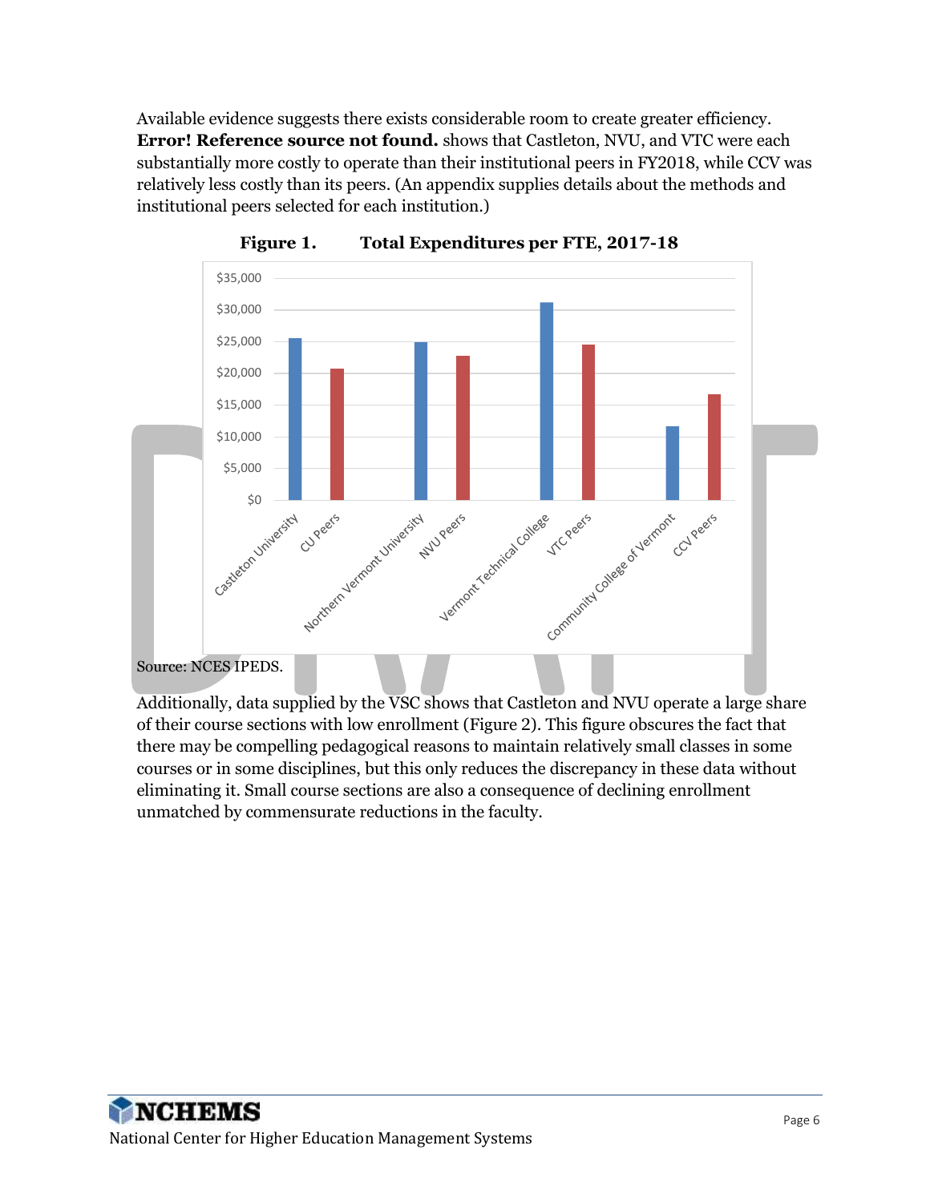Available evidence suggests there exists considerable room to create greater efficiency. **Error! Reference source not found.** shows that Castleton, NVU, and VTC were each substantially more costly to operate than their institutional peers in FY2018, while CCV was relatively less costly than its peers. (An appendix supplies details about the methods and institutional peers selected for each institution.)

**Figure 1. Total Expenditures per FTE, 2017-18**

Source: NCES IPEDS.

Additionally, data supplied by the VSC shows that Castleton and NVU operate a large share of their course sections with low enrollment (Figure 2). This figure obscures the fact that there may be compelling pedagogical reasons to maintain relatively small classes in some courses or in some disciplines, but this only reduces the discrepancy in these data without eliminating it. Small course sections are also a consequence of declining enrollment unmatched by commensurate reductions in the faculty.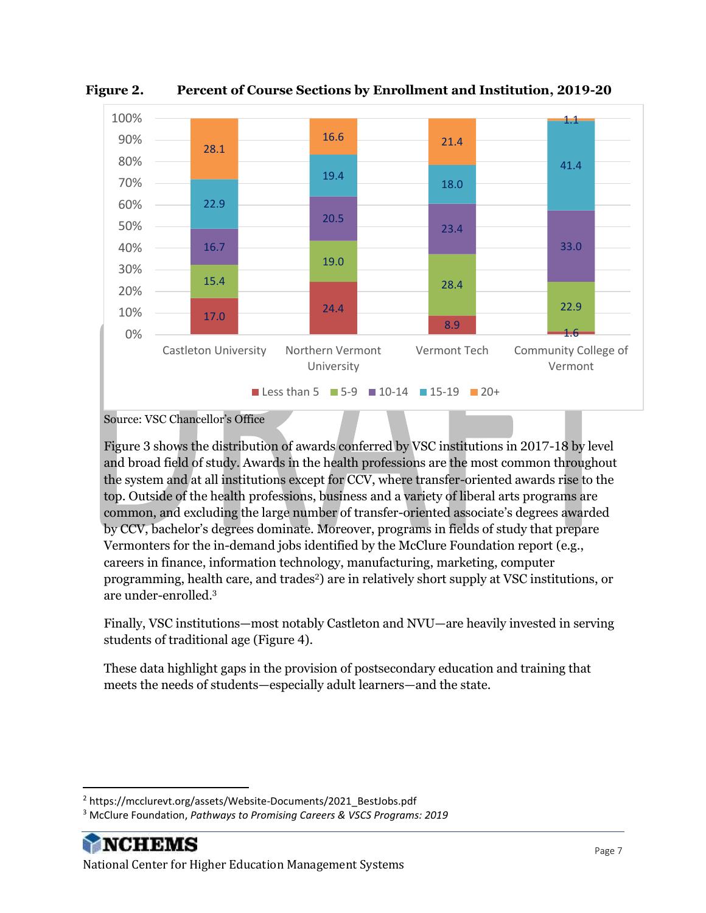**Figure 2. Percent of Course Sections by Enrollment and Institution, 2019-20**

| | Less than 5 | 5-9 | 10-14 | 15-19 | 20+ |
|---|---|---|---|---|---|
| Castleton University | 17.0 | 15.4 | 16.7 | 22.9 | 28.1 |
| Northern Vermont University | 24.4 | 19.0 | 20.5 | 19.4 | 16.6 |
| Vermont Tech | 8.9 | 28.4 | 23.4 | 18.0 | 21.4 |
| Community College of Vermont | 1.6 | 22.9 | 33.0 | 41.4 | 1.1 |

Source: VSC Chancellor's Office

Figure 3 shows the distribution of awards conferred by VSC institutions in 2017-18 by level and broad field of study. Awards in the health professions are the most common throughout the system and at all institutions except for CCV, where transfer-oriented awards rise to the top. Outside of the health professions, business and a variety of liberal arts programs are common, and excluding the large number of transfer-oriented associate's degrees awarded by CCV, bachelor's degrees dominate. Moreover, programs in fields of study that prepare Vermonters for the in-demand jobs identified by the McClure Foundation report (e.g., careers in finance, information technology, manufacturing, marketing, computer programming, health care, and trades[2]) are in relatively short supply at VSC institutions, or are under-enrolled.[3]

Finally, VSC institutions—most notably Castleton and NVU—are heavily invested in serving students of traditional age (Figure 4).

These data highlight gaps in the provision of postsecondary education and training that meets the needs of students—especially adult learners—and the state.

---

[2] https://mcclurevt.org/assets/Website-Documents/2021_BestJobs.pdf

[3] McClure Foundation, *Pathways to Promising Careers & VSCS Programs: 2019*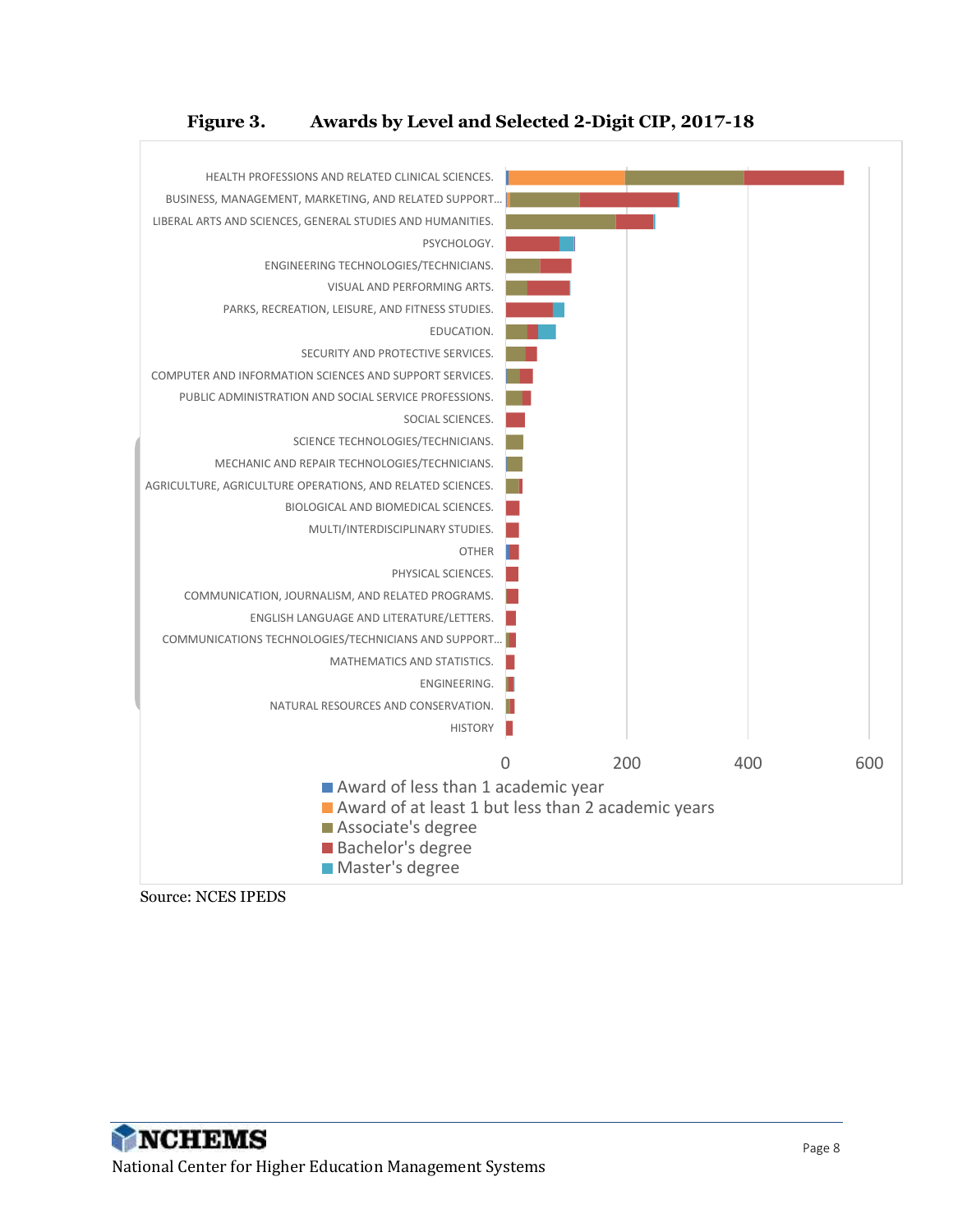**Figure 3. Awards by Level and Selected 2-Digit CIP, 2017-18**

HEALTH PROFESSIONS AND RELATED CLINICAL SCIENCES.
BUSINESS, MANAGEMENT, MARKETING, AND RELATED SUPPORT...
LIBERAL ARTS AND SCIENCES, GENERAL STUDIES AND HUMANITIES.
PSYCHOLOGY.
ENGINEERING TECHNOLOGIES/TECHNICIANS.
VISUAL AND PERFORMING ARTS.
PARKS, RECREATION, LEISURE, AND FITNESS STUDIES.
EDUCATION.
SECURITY AND PROTECTIVE SERVICES.
COMPUTER AND INFORMATION SCIENCES AND SUPPORT SERVICES.
PUBLIC ADMINISTRATION AND SOCIAL SERVICE PROFESSIONS.
SOCIAL SCIENCES.
SCIENCE TECHNOLOGIES/TECHNICIANS.
MECHANIC AND REPAIR TECHNOLOGIES/TECHNICIANS.
AGRICULTURE, AGRICULTURE OPERATIONS, AND RELATED SCIENCES.
BIOLOGICAL AND BIOMEDICAL SCIENCES.
MULTI/INTERDISCIPLINARY STUDIES.
OTHER
PHYSICAL SCIENCES.
COMMUNICATION, JOURNALISM, AND RELATED PROGRAMS.
ENGLISH LANGUAGE AND LITERATURE/LETTERS.
COMMUNICATIONS TECHNOLOGIES/TECHNICIANS AND SUPPORT...
MATHEMATICS AND STATISTICS.
ENGINEERING.
NATURAL RESOURCES AND CONSERVATION.
HISTORY

0 200 400 600

- Award of less than 1 academic year
- Award of at least 1 but less than 2 academic years
- Associate's degree
- Bachelor's degree
- Master's degree

Source: NCES IPEDS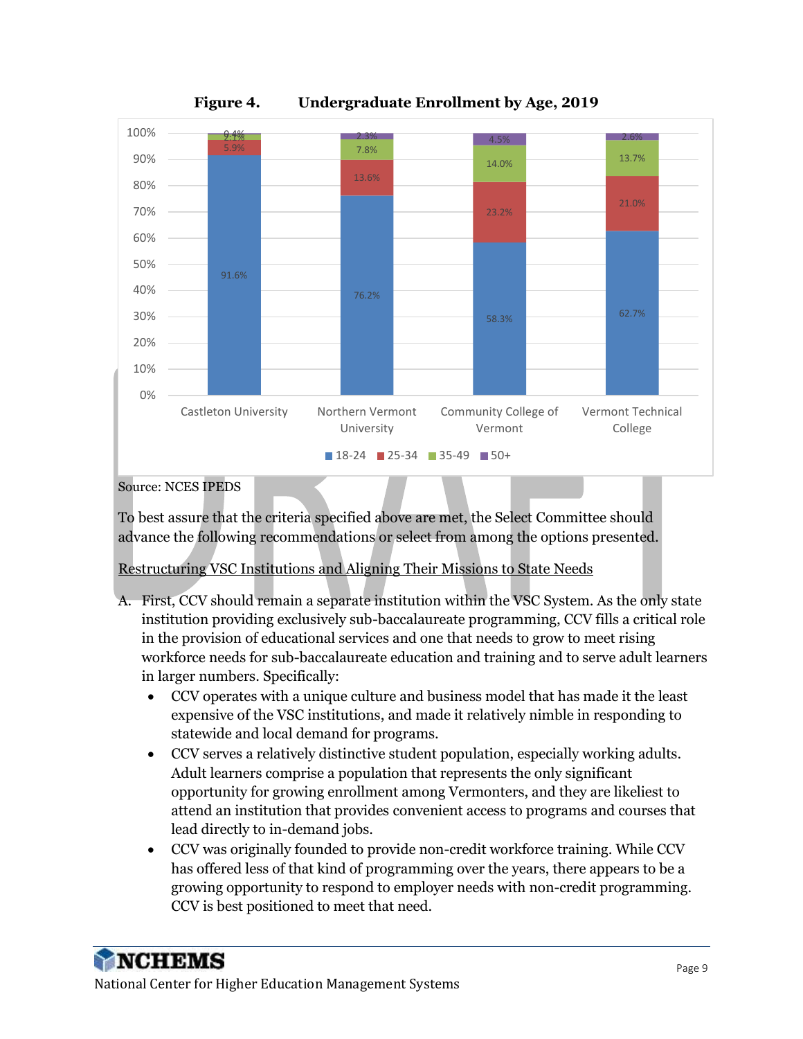**Figure 4. Undergraduate Enrollment by Age, 2019**

| | 18-24 | 25-34 | 35-49 | 50+ |
|---|---|---|---|---|
| Castleton University | 91.6% | 5.9% | 2.1% | 0.4% |
| Northern Vermont University | 76.2% | 13.6% | 7.8% | 2.3% |
| Community College of Vermont | 58.3% | 23.2% | 14.0% | 4.5% |
| Vermont Technical College | 62.7% | 21.0% | 13.7% | 2.6% |

Source: NCES IPEDS

To best assure that the criteria specified above are met, the Select Committee should advance the following recommendations or select from among the options presented.

<u>Restructuring VSC Institutions and Aligning Their Missions to State Needs</u>

A. First, CCV should remain a separate institution within the VSC System. As the only state institution providing exclusively sub-baccalaureate programming, CCV fills a critical role in the provision of educational services and one that needs to grow to meet rising workforce needs for sub-baccalaureate education and training and to serve adult learners in larger numbers. Specifically:
   - CCV operates with a unique culture and business model that has made it the least expensive of the VSC institutions, and made it relatively nimble in responding to statewide and local demand for programs.
   - CCV serves a relatively distinctive student population, especially working adults. Adult learners comprise a population that represents the only significant opportunity for growing enrollment among Vermonters, and they are likeliest to attend an institution that provides convenient access to programs and courses that lead directly to in-demand jobs.
   - CCV was originally founded to provide non-credit workforce training. While CCV has offered less of that kind of programming over the years, there appears to be a growing opportunity to respond to employer needs with non-credit programming. CCV is best positioned to meet that need.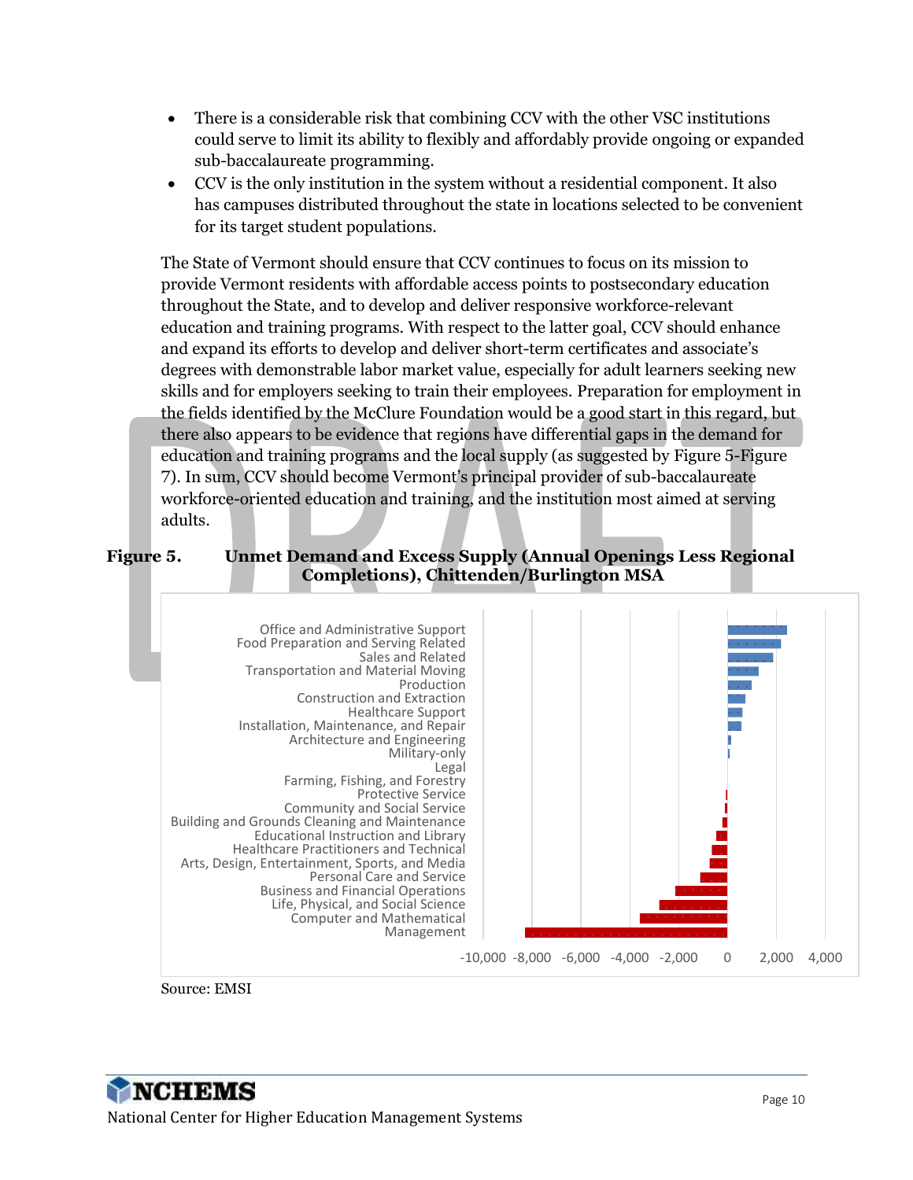- There is a considerable risk that combining CCV with the other VSC institutions could serve to limit its ability to flexibly and affordably provide ongoing or expanded sub-baccalaureate programming.
- CCV is the only institution in the system without a residential component. It also has campuses distributed throughout the state in locations selected to be convenient for its target student populations.

The State of Vermont should ensure that CCV continues to focus on its mission to provide Vermont residents with affordable access points to postsecondary education throughout the State, and to develop and deliver responsive workforce-relevant education and training programs. With respect to the latter goal, CCV should enhance and expand its efforts to develop and deliver short-term certificates and associate's degrees with demonstrable labor market value, especially for adult learners seeking new skills and for employers seeking to train their employees. Preparation for employment in the fields identified by the McClure Foundation would be a good start in this regard, but there also appears to be evidence that regions have differential gaps in the demand for education and training programs and the local supply (as suggested by Figure 5-Figure 7). In sum, CCV should become Vermont's principal provider of sub-baccalaureate workforce-oriented education and training, and the institution most aimed at serving adults.

**Figure 5. Unmet Demand and Excess Supply (Annual Openings Less Regional Completions), Chittenden/Burlington MSA**

Office and Administrative Support
Food Preparation and Serving Related
Sales and Related
Transportation and Material Moving
Production
Construction and Extraction
Healthcare Support
Installation, Maintenance, and Repair
Architecture and Engineering
Military-only
Legal
Farming, Fishing, and Forestry
Protective Service
Community and Social Service
Building and Grounds Cleaning and Maintenance
Educational Instruction and Library
Healthcare Practitioners and Technical
Arts, Design, Entertainment, Sports, and Media
Personal Care and Service
Business and Financial Operations
Life, Physical, and Social Science
Computer and Mathematical
Management

-10,000 -8,000 -6,000 -4,000 -2,000 0 2,000 4,000

Source: EMSI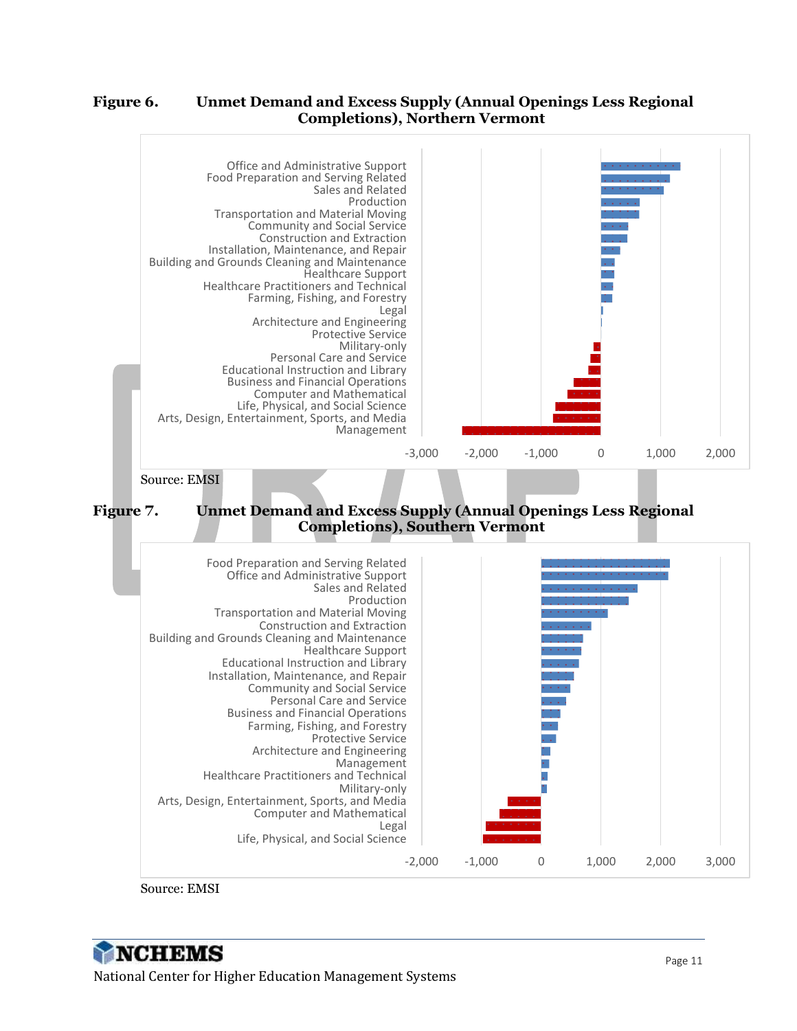**Figure 6. Unmet Demand and Excess Supply (Annual Openings Less Regional Completions), Northern Vermont**

Office and Administrative Support
Food Preparation and Serving Related
Sales and Related
Production
Transportation and Material Moving
Community and Social Service
Construction and Extraction
Installation, Maintenance, and Repair
Building and Grounds Cleaning and Maintenance
Healthcare Support
Healthcare Practitioners and Technical
Farming, Fishing, and Forestry
Legal
Architecture and Engineering
Protective Service
Military-only
Personal Care and Service
Educational Instruction and Library
Business and Financial Operations
Computer and Mathematical
Life, Physical, and Social Science
Arts, Design, Entertainment, Sports, and Media
Management

-3,000 -2,000 -1,000 0 1,000 2,000

Source: EMSI

**Figure 7. Unmet Demand and Excess Supply (Annual Openings Less Regional Completions), Southern Vermont**

Food Preparation and Serving Related
Office and Administrative Support
Sales and Related
Production
Transportation and Material Moving
Construction and Extraction
Building and Grounds Cleaning and Maintenance
Healthcare Support
Educational Instruction and Library
Installation, Maintenance, and Repair
Community and Social Service
Personal Care and Service
Business and Financial Operations
Farming, Fishing, and Forestry
Protective Service
Architecture and Engineering
Management
Healthcare Practitioners and Technical
Military-only
Arts, Design, Entertainment, Sports, and Media
Computer and Mathematical
Legal
Life, Physical, and Social Science

-2,000 -1,000 0 1,000 2,000 3,000

Source: EMSI

NCHEMS
National Center for Higher Education Management Systems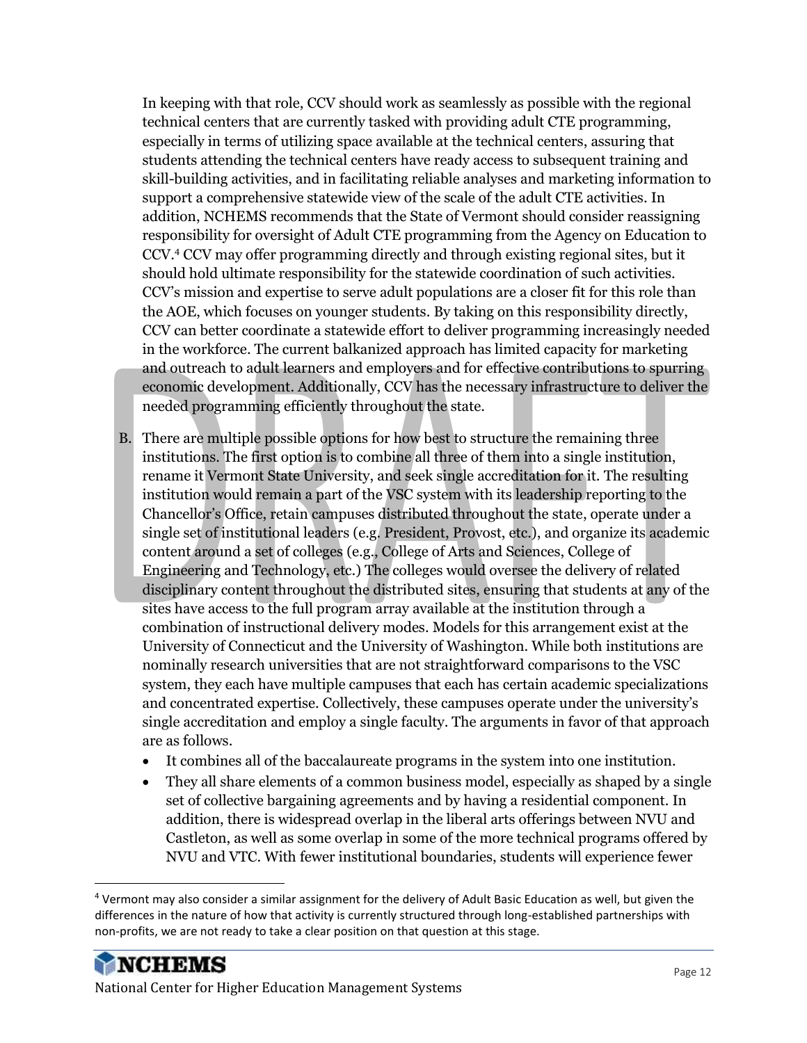In keeping with that role, CCV should work as seamlessly as possible with the regional technical centers that are currently tasked with providing adult CTE programming, especially in terms of utilizing space available at the technical centers, assuring that students attending the technical centers have ready access to subsequent training and skill-building activities, and in facilitating reliable analyses and marketing information to support a comprehensive statewide view of the scale of the adult CTE activities. In addition, NCHEMS recommends that the State of Vermont should consider reassigning responsibility for oversight of Adult CTE programming from the Agency on Education to CCV.[4] CCV may offer programming directly and through existing regional sites, but it should hold ultimate responsibility for the statewide coordination of such activities. CCV's mission and expertise to serve adult populations are a closer fit for this role than the AOE, which focuses on younger students. By taking on this responsibility directly, CCV can better coordinate a statewide effort to deliver programming increasingly needed in the workforce. The current balkanized approach has limited capacity for marketing and outreach to adult learners and employers and for effective contributions to spurring economic development. Additionally, CCV has the necessary infrastructure to deliver the needed programming efficiently throughout the state.

B. There are multiple possible options for how best to structure the remaining three institutions. The first option is to combine all three of them into a single institution, rename it Vermont State University, and seek single accreditation for it. The resulting institution would remain a part of the VSC system with its leadership reporting to the Chancellor's Office, retain campuses distributed throughout the state, operate under a single set of institutional leaders (e.g. President, Provost, etc.), and organize its academic content around a set of colleges (e.g., College of Arts and Sciences, College of Engineering and Technology, etc.) The colleges would oversee the delivery of related disciplinary content throughout the distributed sites, ensuring that students at any of the sites have access to the full program array available at the institution through a combination of instructional delivery modes. Models for this arrangement exist at the University of Connecticut and the University of Washington. While both institutions are nominally research universities that are not straightforward comparisons to the VSC system, they each have multiple campuses that each has certain academic specializations and concentrated expertise. Collectively, these campuses operate under the university's single accreditation and employ a single faculty. The arguments in favor of that approach are as follows.

- It combines all of the baccalaureate programs in the system into one institution.
- They all share elements of a common business model, especially as shaped by a single set of collective bargaining agreements and by having a residential component. In addition, there is widespread overlap in the liberal arts offerings between NVU and Castleton, as well as some overlap in some of the more technical programs offered by NVU and VTC. With fewer institutional boundaries, students will experience fewer

[4] Vermont may also consider a similar assignment for the delivery of Adult Basic Education as well, but given the differences in the nature of how that activity is currently structured through long-established partnerships with non-profits, we are not ready to take a clear position on that question at this stage.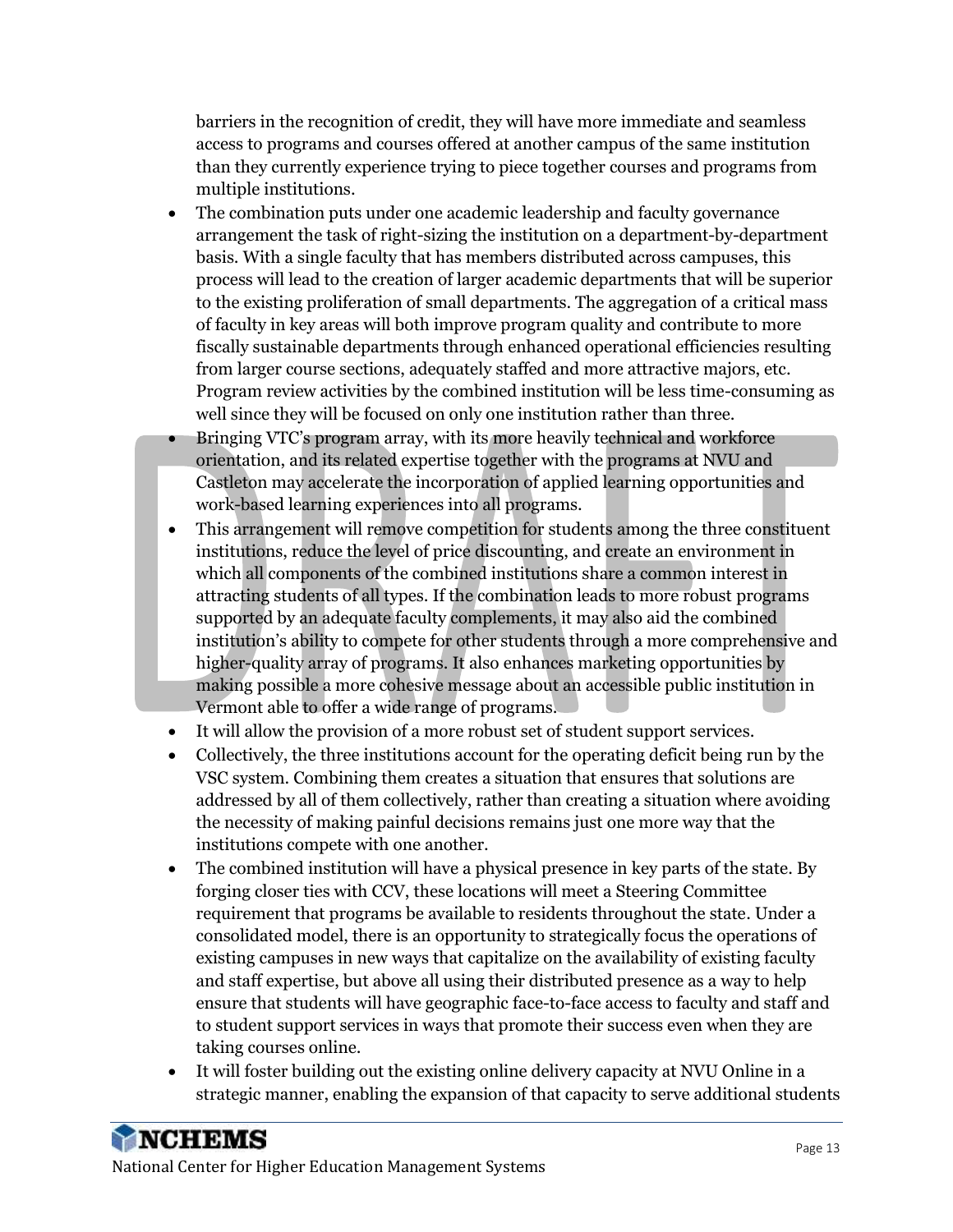barriers in the recognition of credit, they will have more immediate and seamless access to programs and courses offered at another campus of the same institution than they currently experience trying to piece together courses and programs from multiple institutions.

- The combination puts under one academic leadership and faculty governance arrangement the task of right-sizing the institution on a department-by-department basis. With a single faculty that has members distributed across campuses, this process will lead to the creation of larger academic departments that will be superior to the existing proliferation of small departments. The aggregation of a critical mass of faculty in key areas will both improve program quality and contribute to more fiscally sustainable departments through enhanced operational efficiencies resulting from larger course sections, adequately staffed and more attractive majors, etc. Program review activities by the combined institution will be less time-consuming as well since they will be focused on only one institution rather than three.
- Bringing VTC's program array, with its more heavily technical and workforce orientation, and its related expertise together with the programs at NVU and Castleton may accelerate the incorporation of applied learning opportunities and work-based learning experiences into all programs.
- This arrangement will remove competition for students among the three constituent institutions, reduce the level of price discounting, and create an environment in which all components of the combined institutions share a common interest in attracting students of all types. If the combination leads to more robust programs supported by an adequate faculty complements, it may also aid the combined institution's ability to compete for other students through a more comprehensive and higher-quality array of programs. It also enhances marketing opportunities by making possible a more cohesive message about an accessible public institution in Vermont able to offer a wide range of programs.
- It will allow the provision of a more robust set of student support services.
- Collectively, the three institutions account for the operating deficit being run by the VSC system. Combining them creates a situation that ensures that solutions are addressed by all of them collectively, rather than creating a situation where avoiding the necessity of making painful decisions remains just one more way that the institutions compete with one another.
- The combined institution will have a physical presence in key parts of the state. By forging closer ties with CCV, these locations will meet a Steering Committee requirement that programs be available to residents throughout the state. Under a consolidated model, there is an opportunity to strategically focus the operations of existing campuses in new ways that capitalize on the availability of existing faculty and staff expertise, but above all using their distributed presence as a way to help ensure that students will have geographic face-to-face access to faculty and staff and to student support services in ways that promote their success even when they are taking courses online.
- It will foster building out the existing online delivery capacity at NVU Online in a strategic manner, enabling the expansion of that capacity to serve additional students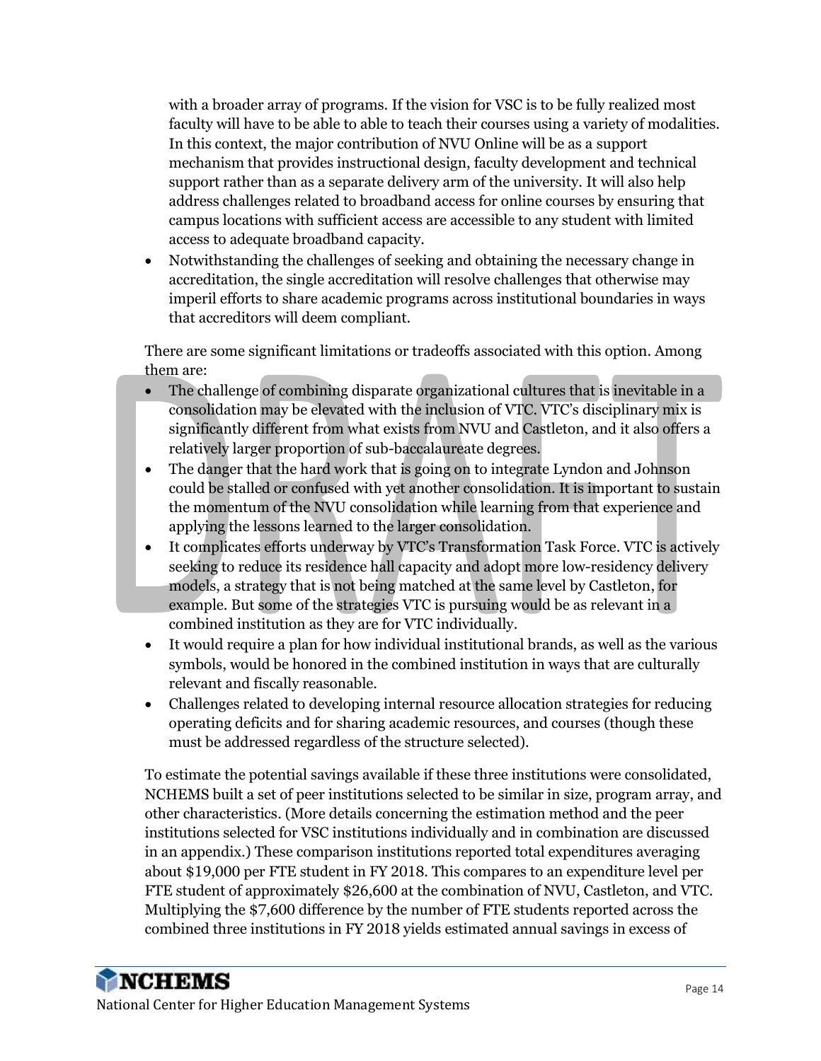with a broader array of programs. If the vision for VSC is to be fully realized most faculty will have to be able to able to teach their courses using a variety of modalities. In this context, the major contribution of NVU Online will be as a support mechanism that provides instructional design, faculty development and technical support rather than as a separate delivery arm of the university. It will also help address challenges related to broadband access for online courses by ensuring that campus locations with sufficient access are accessible to any student with limited access to adequate broadband capacity.

- Notwithstanding the challenges of seeking and obtaining the necessary change in accreditation, the single accreditation will resolve challenges that otherwise may imperil efforts to share academic programs across institutional boundaries in ways that accreditors will deem compliant.

There are some significant limitations or tradeoffs associated with this option. Among them are:

- The challenge of combining disparate organizational cultures that is inevitable in a consolidation may be elevated with the inclusion of VTC. VTC's disciplinary mix is significantly different from what exists from NVU and Castleton, and it also offers a relatively larger proportion of sub-baccalaureate degrees.
- The danger that the hard work that is going on to integrate Lyndon and Johnson could be stalled or confused with yet another consolidation. It is important to sustain the momentum of the NVU consolidation while learning from that experience and applying the lessons learned to the larger consolidation.
- It complicates efforts underway by VTC's Transformation Task Force. VTC is actively seeking to reduce its residence hall capacity and adopt more low-residency delivery models, a strategy that is not being matched at the same level by Castleton, for example. But some of the strategies VTC is pursuing would be as relevant in a combined institution as they are for VTC individually.
- It would require a plan for how individual institutional brands, as well as the various symbols, would be honored in the combined institution in ways that are culturally relevant and fiscally reasonable.
- Challenges related to developing internal resource allocation strategies for reducing operating deficits and for sharing academic resources, and courses (though these must be addressed regardless of the structure selected).

To estimate the potential savings available if these three institutions were consolidated, NCHEMS built a set of peer institutions selected to be similar in size, program array, and other characteristics. (More details concerning the estimation method and the peer institutions selected for VSC institutions individually and in combination are discussed in an appendix.) These comparison institutions reported total expenditures averaging about $19,000 per FTE student in FY 2018. This compares to an expenditure level per FTE student of approximately $26,600 at the combination of NVU, Castleton, and VTC. Multiplying the $7,600 difference by the number of FTE students reported across the combined three institutions in FY 2018 yields estimated annual savings in excess of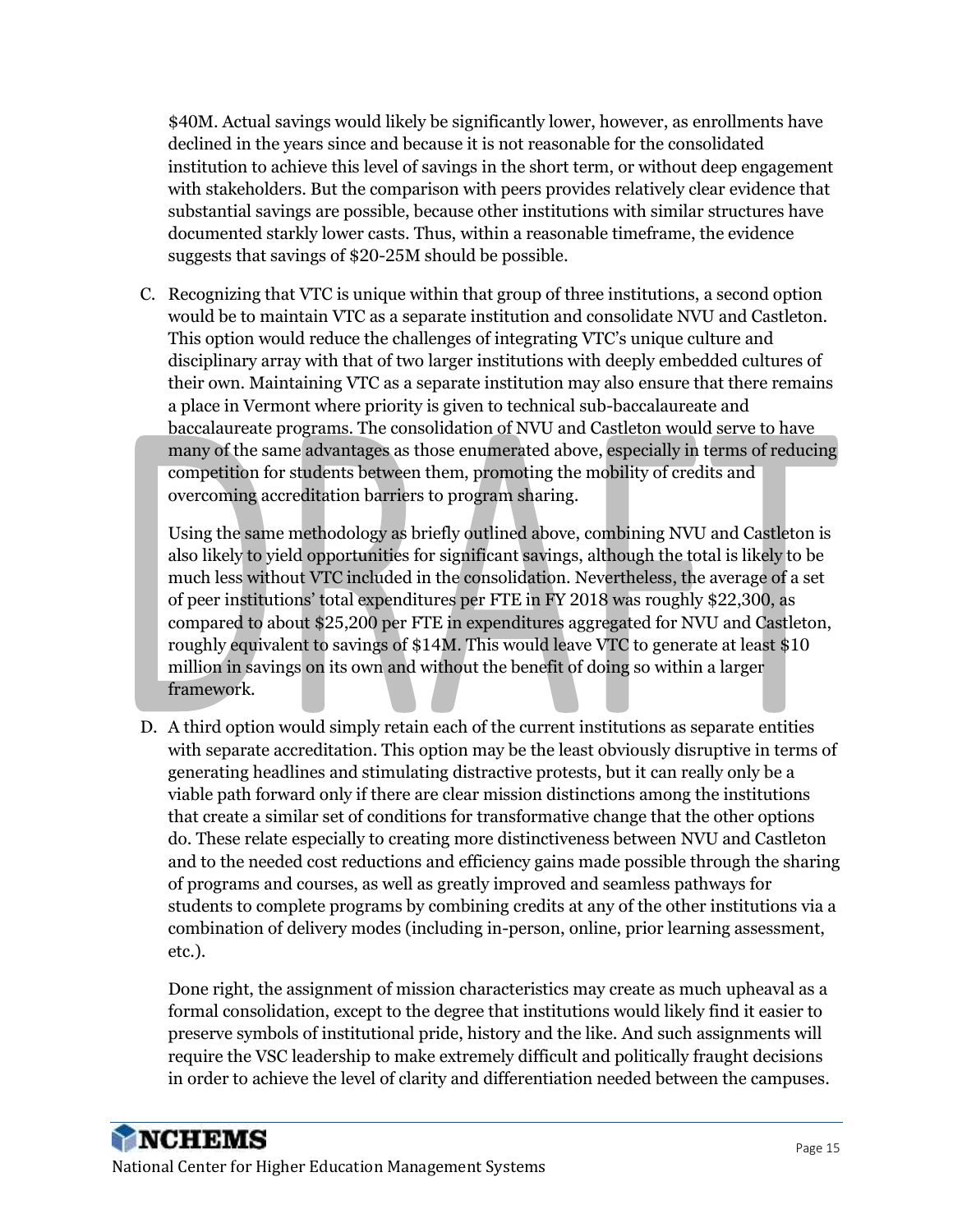$40M. Actual savings would likely be significantly lower, however, as enrollments have declined in the years since and because it is not reasonable for the consolidated institution to achieve this level of savings in the short term, or without deep engagement with stakeholders. But the comparison with peers provides relatively clear evidence that substantial savings are possible, because other institutions with similar structures have documented starkly lower casts. Thus, within a reasonable timeframe, the evidence suggests that savings of $20-25M should be possible.

C. Recognizing that VTC is unique within that group of three institutions, a second option would be to maintain VTC as a separate institution and consolidate NVU and Castleton. This option would reduce the challenges of integrating VTC's unique culture and disciplinary array with that of two larger institutions with deeply embedded cultures of their own. Maintaining VTC as a separate institution may also ensure that there remains a place in Vermont where priority is given to technical sub-baccalaureate and baccalaureate programs. The consolidation of NVU and Castleton would serve to have many of the same advantages as those enumerated above, especially in terms of reducing competition for students between them, promoting the mobility of credits and overcoming accreditation barriers to program sharing.

   Using the same methodology as briefly outlined above, combining NVU and Castleton is also likely to yield opportunities for significant savings, although the total is likely to be much less without VTC included in the consolidation. Nevertheless, the average of a set of peer institutions' total expenditures per FTE in FY 2018 was roughly $22,300, as compared to about $25,200 per FTE in expenditures aggregated for NVU and Castleton, roughly equivalent to savings of $14M. This would leave VTC to generate at least $10 million in savings on its own and without the benefit of doing so within a larger framework.

D. A third option would simply retain each of the current institutions as separate entities with separate accreditation. This option may be the least obviously disruptive in terms of generating headlines and stimulating distractive protests, but it can really only be a viable path forward only if there are clear mission distinctions among the institutions that create a similar set of conditions for transformative change that the other options do. These relate especially to creating more distinctiveness between NVU and Castleton and to the needed cost reductions and efficiency gains made possible through the sharing of programs and courses, as well as greatly improved and seamless pathways for students to complete programs by combining credits at any of the other institutions via a combination of delivery modes (including in-person, online, prior learning assessment, etc.).

   Done right, the assignment of mission characteristics may create as much upheaval as a formal consolidation, except to the degree that institutions would likely find it easier to preserve symbols of institutional pride, history and the like. And such assignments will require the VSC leadership to make extremely difficult and politically fraught decisions in order to achieve the level of clarity and differentiation needed between the campuses.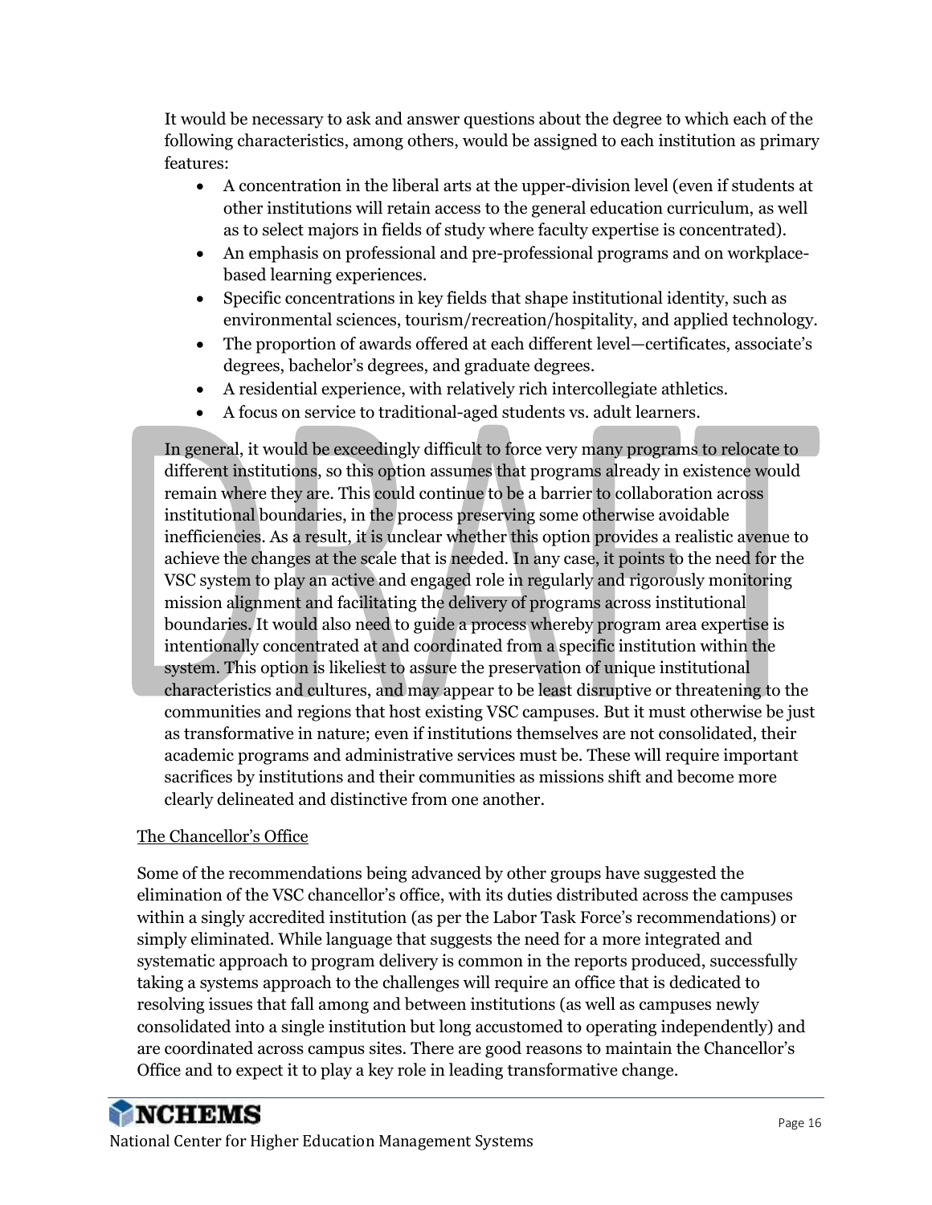It would be necessary to ask and answer questions about the degree to which each of the following characteristics, among others, would be assigned to each institution as primary features:

- A concentration in the liberal arts at the upper-division level (even if students at other institutions will retain access to the general education curriculum, as well as to select majors in fields of study where faculty expertise is concentrated).
- An emphasis on professional and pre-professional programs and on workplace-based learning experiences.
- Specific concentrations in key fields that shape institutional identity, such as environmental sciences, tourism/recreation/hospitality, and applied technology.
- The proportion of awards offered at each different level—certificates, associate's degrees, bachelor's degrees, and graduate degrees.
- A residential experience, with relatively rich intercollegiate athletics.
- A focus on service to traditional-aged students vs. adult learners.

In general, it would be exceedingly difficult to force very many programs to relocate to different institutions, so this option assumes that programs already in existence would remain where they are. This could continue to be a barrier to collaboration across institutional boundaries, in the process preserving some otherwise avoidable inefficiencies. As a result, it is unclear whether this option provides a realistic avenue to achieve the changes at the scale that is needed. In any case, it points to the need for the VSC system to play an active and engaged role in regularly and rigorously monitoring mission alignment and facilitating the delivery of programs across institutional boundaries. It would also need to guide a process whereby program area expertise is intentionally concentrated at and coordinated from a specific institution within the system. This option is likeliest to assure the preservation of unique institutional characteristics and cultures, and may appear to be least disruptive or threatening to the communities and regions that host existing VSC campuses. But it must otherwise be just as transformative in nature; even if institutions themselves are not consolidated, their academic programs and administrative services must be. These will require important sacrifices by institutions and their communities as missions shift and become more clearly delineated and distinctive from one another.

## The Chancellor's Office

Some of the recommendations being advanced by other groups have suggested the elimination of the VSC chancellor's office, with its duties distributed across the campuses within a singly accredited institution (as per the Labor Task Force's recommendations) or simply eliminated. While language that suggests the need for a more integrated and systematic approach to program delivery is common in the reports produced, successfully taking a systems approach to the challenges will require an office that is dedicated to resolving issues that fall among and between institutions (as well as campuses newly consolidated into a single institution but long accustomed to operating independently) and are coordinated across campus sites. There are good reasons to maintain the Chancellor's Office and to expect it to play a key role in leading transformative change.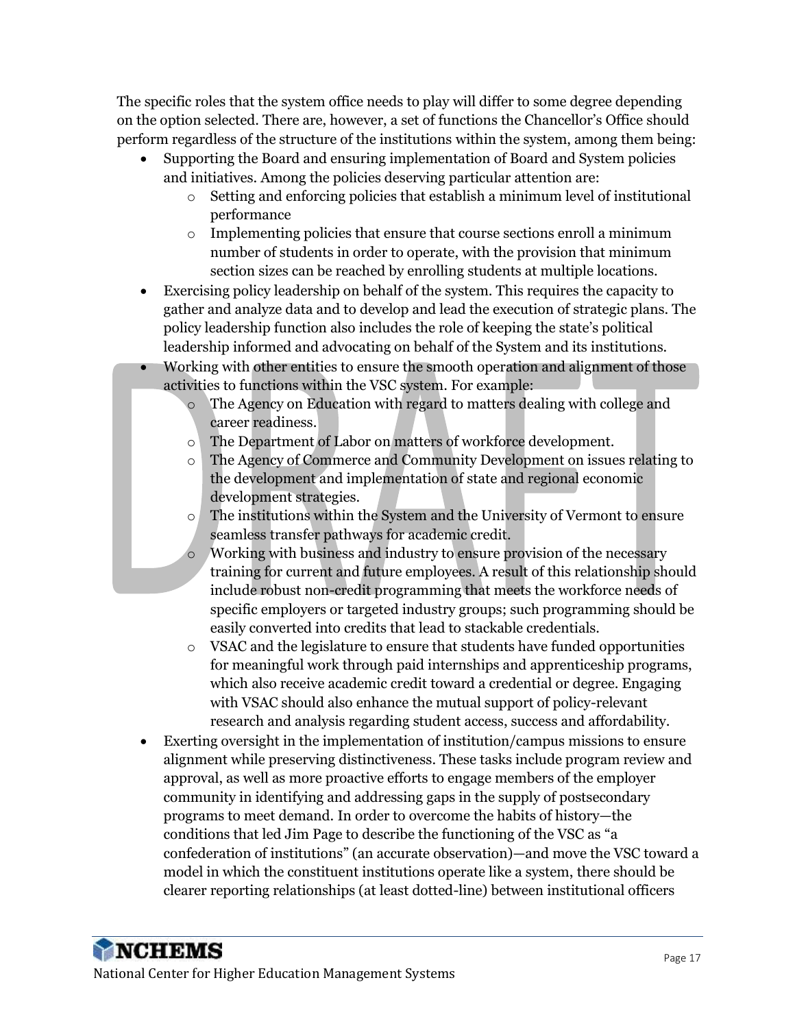The specific roles that the system office needs to play will differ to some degree depending on the option selected. There are, however, a set of functions the Chancellor's Office should perform regardless of the structure of the institutions within the system, among them being:

- Supporting the Board and ensuring implementation of Board and System policies and initiatives. Among the policies deserving particular attention are:
  - Setting and enforcing policies that establish a minimum level of institutional performance
  - Implementing policies that ensure that course sections enroll a minimum number of students in order to operate, with the provision that minimum section sizes can be reached by enrolling students at multiple locations.
- Exercising policy leadership on behalf of the system. This requires the capacity to gather and analyze data and to develop and lead the execution of strategic plans. The policy leadership function also includes the role of keeping the state's political leadership informed and advocating on behalf of the System and its institutions.
- Working with other entities to ensure the smooth operation and alignment of those activities to functions within the VSC system. For example:
  - The Agency on Education with regard to matters dealing with college and career readiness.
  - The Department of Labor on matters of workforce development.
  - The Agency of Commerce and Community Development on issues relating to the development and implementation of state and regional economic development strategies.
  - The institutions within the System and the University of Vermont to ensure seamless transfer pathways for academic credit.
  - Working with business and industry to ensure provision of the necessary training for current and future employees. A result of this relationship should include robust non-credit programming that meets the workforce needs of specific employers or targeted industry groups; such programming should be easily converted into credits that lead to stackable credentials.
  - VSAC and the legislature to ensure that students have funded opportunities for meaningful work through paid internships and apprenticeship programs, which also receive academic credit toward a credential or degree. Engaging with VSAC should also enhance the mutual support of policy-relevant research and analysis regarding student access, success and affordability.
- Exerting oversight in the implementation of institution/campus missions to ensure alignment while preserving distinctiveness. These tasks include program review and approval, as well as more proactive efforts to engage members of the employer community in identifying and addressing gaps in the supply of postsecondary programs to meet demand. In order to overcome the habits of history—the conditions that led Jim Page to describe the functioning of the VSC as "a confederation of institutions" (an accurate observation)—and move the VSC toward a model in which the constituent institutions operate like a system, there should be clearer reporting relationships (at least dotted-line) between institutional officers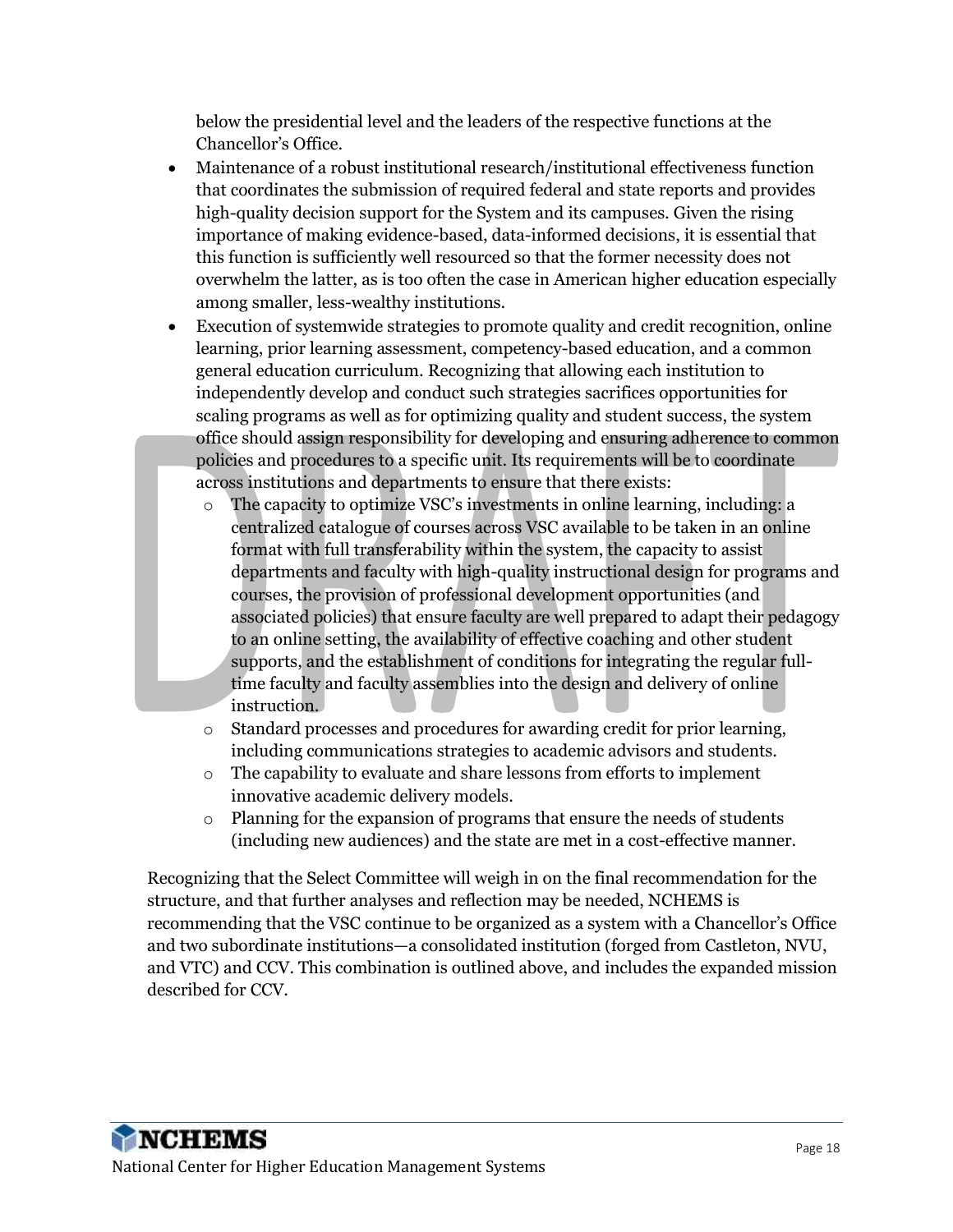below the presidential level and the leaders of the respective functions at the Chancellor's Office.

- Maintenance of a robust institutional research/institutional effectiveness function that coordinates the submission of required federal and state reports and provides high-quality decision support for the System and its campuses. Given the rising importance of making evidence-based, data-informed decisions, it is essential that this function is sufficiently well resourced so that the former necessity does not overwhelm the latter, as is too often the case in American higher education especially among smaller, less-wealthy institutions.
- Execution of systemwide strategies to promote quality and credit recognition, online learning, prior learning assessment, competency-based education, and a common general education curriculum. Recognizing that allowing each institution to independently develop and conduct such strategies sacrifices opportunities for scaling programs as well as for optimizing quality and student success, the system office should assign responsibility for developing and ensuring adherence to common policies and procedures to a specific unit. Its requirements will be to coordinate across institutions and departments to ensure that there exists:
  - The capacity to optimize VSC's investments in online learning, including: a centralized catalogue of courses across VSC available to be taken in an online format with full transferability within the system, the capacity to assist departments and faculty with high-quality instructional design for programs and courses, the provision of professional development opportunities (and associated policies) that ensure faculty are well prepared to adapt their pedagogy to an online setting, the availability of effective coaching and other student supports, and the establishment of conditions for integrating the regular full-time faculty and faculty assemblies into the design and delivery of online instruction.
  - Standard processes and procedures for awarding credit for prior learning, including communications strategies to academic advisors and students.
  - The capability to evaluate and share lessons from efforts to implement innovative academic delivery models.
  - Planning for the expansion of programs that ensure the needs of students (including new audiences) and the state are met in a cost-effective manner.

Recognizing that the Select Committee will weigh in on the final recommendation for the structure, and that further analyses and reflection may be needed, NCHEMS is recommending that the VSC continue to be organized as a system with a Chancellor's Office and two subordinate institutions—a consolidated institution (forged from Castleton, NVU, and VTC) and CCV. This combination is outlined above, and includes the expanded mission described for CCV.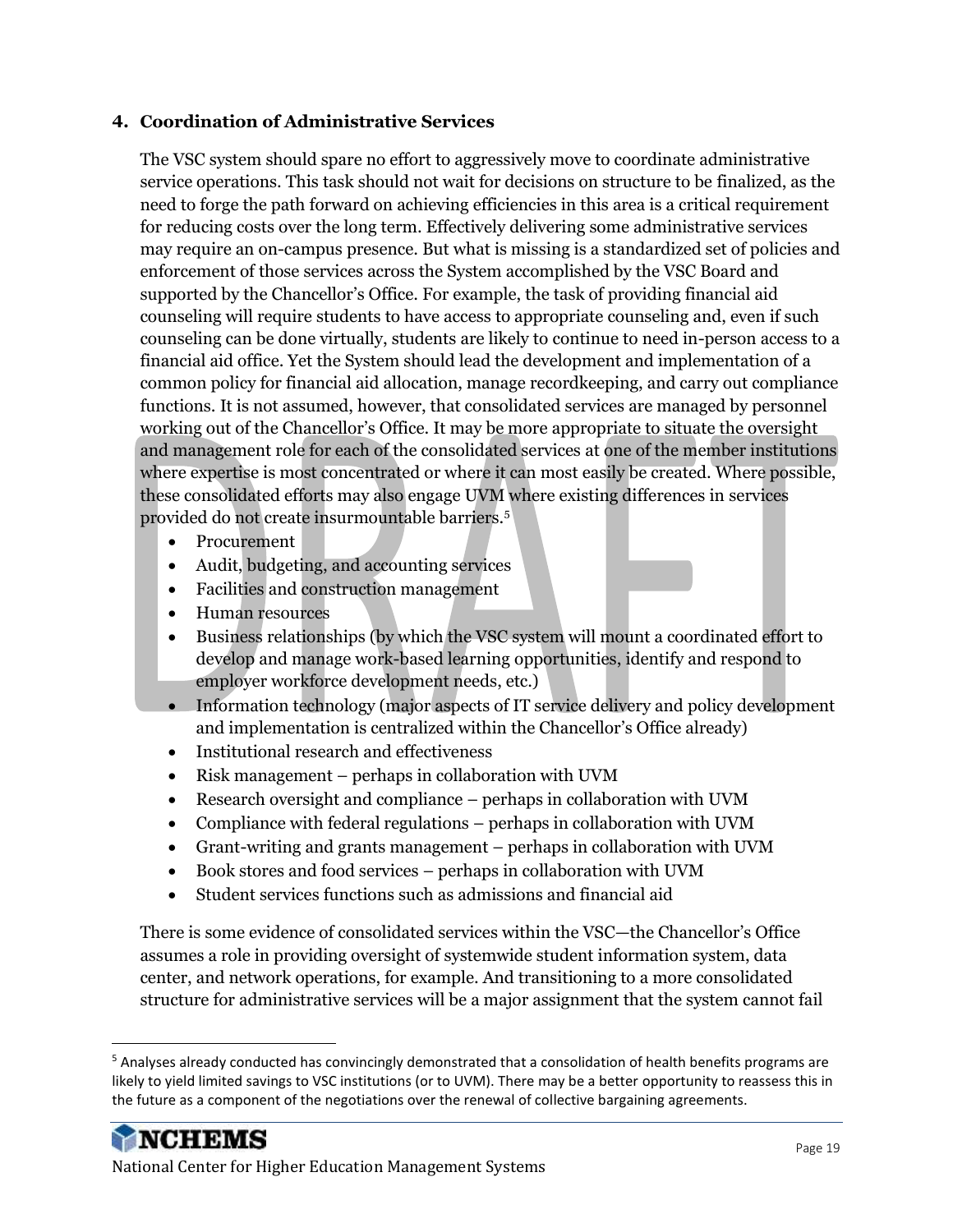### 4. Coordination of Administrative Services

The VSC system should spare no effort to aggressively move to coordinate administrative service operations. This task should not wait for decisions on structure to be finalized, as the need to forge the path forward on achieving efficiencies in this area is a critical requirement for reducing costs over the long term. Effectively delivering some administrative services may require an on-campus presence. But what is missing is a standardized set of policies and enforcement of those services across the System accomplished by the VSC Board and supported by the Chancellor's Office. For example, the task of providing financial aid counseling will require students to have access to appropriate counseling and, even if such counseling can be done virtually, students are likely to continue to need in-person access to a financial aid office. Yet the System should lead the development and implementation of a common policy for financial aid allocation, manage recordkeeping, and carry out compliance functions. It is not assumed, however, that consolidated services are managed by personnel working out of the Chancellor's Office. It may be more appropriate to situate the oversight and management role for each of the consolidated services at one of the member institutions where expertise is most concentrated or where it can most easily be created. Where possible, these consolidated efforts may also engage UVM where existing differences in services provided do not create insurmountable barriers.[5]

- Procurement
- Audit, budgeting, and accounting services
- Facilities and construction management
- Human resources
- Business relationships (by which the VSC system will mount a coordinated effort to develop and manage work-based learning opportunities, identify and respond to employer workforce development needs, etc.)
- Information technology (major aspects of IT service delivery and policy development and implementation is centralized within the Chancellor's Office already)
- Institutional research and effectiveness
- Risk management – perhaps in collaboration with UVM
- Research oversight and compliance – perhaps in collaboration with UVM
- Compliance with federal regulations – perhaps in collaboration with UVM
- Grant-writing and grants management – perhaps in collaboration with UVM
- Book stores and food services – perhaps in collaboration with UVM
- Student services functions such as admissions and financial aid

There is some evidence of consolidated services within the VSC—the Chancellor's Office assumes a role in providing oversight of systemwide student information system, data center, and network operations, for example. And transitioning to a more consolidated structure for administrative services will be a major assignment that the system cannot fail

---

[5] Analyses already conducted has convincingly demonstrated that a consolidation of health benefits programs are likely to yield limited savings to VSC institutions (or to UVM). There may be a better opportunity to reassess this in the future as a component of the negotiations over the renewal of collective bargaining agreements.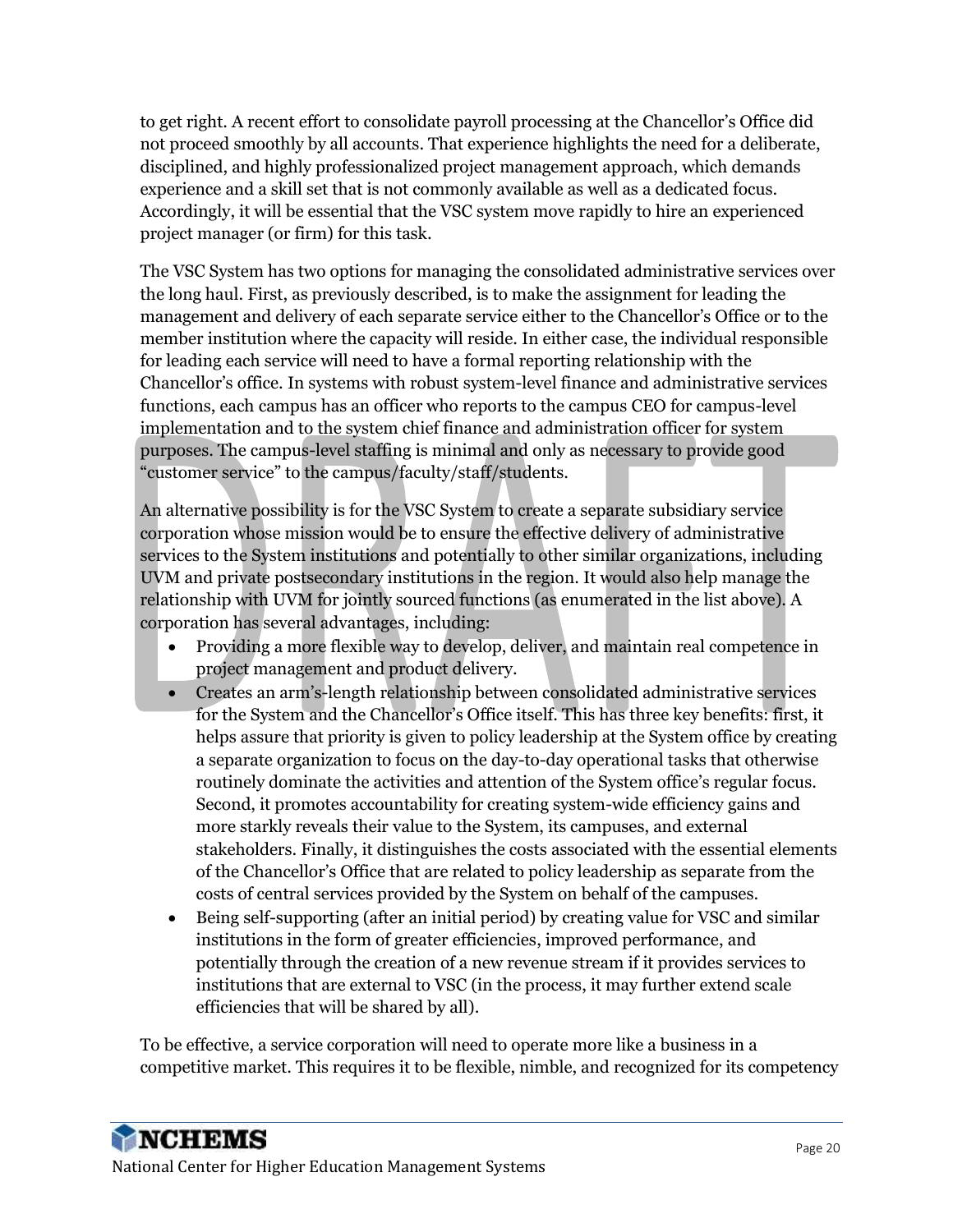to get right. A recent effort to consolidate payroll processing at the Chancellor's Office did not proceed smoothly by all accounts. That experience highlights the need for a deliberate, disciplined, and highly professionalized project management approach, which demands experience and a skill set that is not commonly available as well as a dedicated focus. Accordingly, it will be essential that the VSC system move rapidly to hire an experienced project manager (or firm) for this task.

The VSC System has two options for managing the consolidated administrative services over the long haul. First, as previously described, is to make the assignment for leading the management and delivery of each separate service either to the Chancellor's Office or to the member institution where the capacity will reside. In either case, the individual responsible for leading each service will need to have a formal reporting relationship with the Chancellor's office. In systems with robust system-level finance and administrative services functions, each campus has an officer who reports to the campus CEO for campus-level implementation and to the system chief finance and administration officer for system purposes. The campus-level staffing is minimal and only as necessary to provide good "customer service" to the campus/faculty/staff/students.

An alternative possibility is for the VSC System to create a separate subsidiary service corporation whose mission would be to ensure the effective delivery of administrative services to the System institutions and potentially to other similar organizations, including UVM and private postsecondary institutions in the region. It would also help manage the relationship with UVM for jointly sourced functions (as enumerated in the list above). A corporation has several advantages, including:

- Providing a more flexible way to develop, deliver, and maintain real competence in project management and product delivery.
- Creates an arm's-length relationship between consolidated administrative services for the System and the Chancellor's Office itself. This has three key benefits: first, it helps assure that priority is given to policy leadership at the System office by creating a separate organization to focus on the day-to-day operational tasks that otherwise routinely dominate the activities and attention of the System office's regular focus. Second, it promotes accountability for creating system-wide efficiency gains and more starkly reveals their value to the System, its campuses, and external stakeholders. Finally, it distinguishes the costs associated with the essential elements of the Chancellor's Office that are related to policy leadership as separate from the costs of central services provided by the System on behalf of the campuses.
- Being self-supporting (after an initial period) by creating value for VSC and similar institutions in the form of greater efficiencies, improved performance, and potentially through the creation of a new revenue stream if it provides services to institutions that are external to VSC (in the process, it may further extend scale efficiencies that will be shared by all).

To be effective, a service corporation will need to operate more like a business in a competitive market. This requires it to be flexible, nimble, and recognized for its competency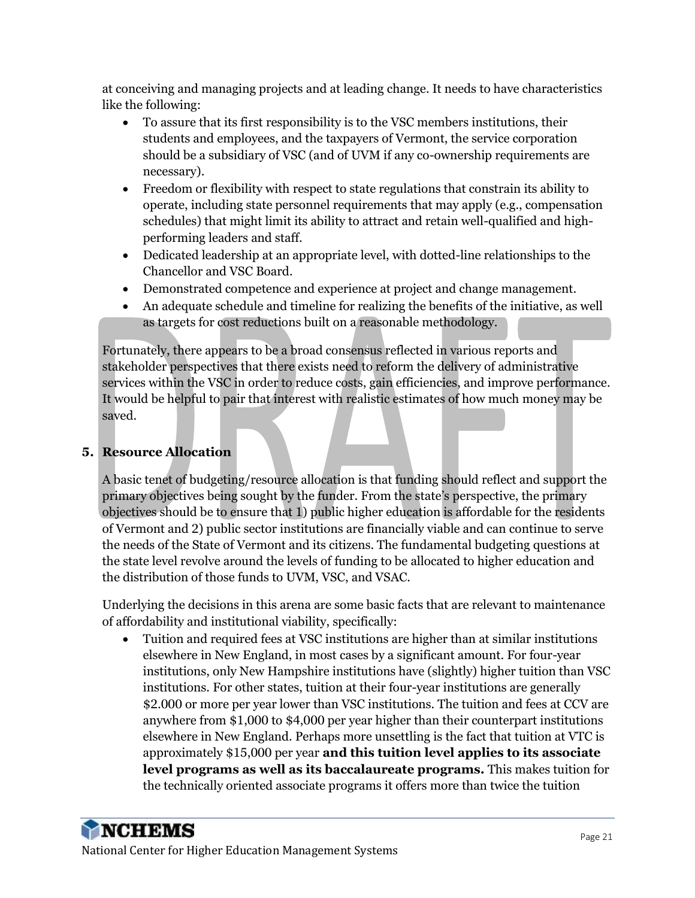at conceiving and managing projects and at leading change. It needs to have characteristics like the following:

- To assure that its first responsibility is to the VSC members institutions, their students and employees, and the taxpayers of Vermont, the service corporation should be a subsidiary of VSC (and of UVM if any co-ownership requirements are necessary).
- Freedom or flexibility with respect to state regulations that constrain its ability to operate, including state personnel requirements that may apply (e.g., compensation schedules) that might limit its ability to attract and retain well-qualified and high-performing leaders and staff.
- Dedicated leadership at an appropriate level, with dotted-line relationships to the Chancellor and VSC Board.
- Demonstrated competence and experience at project and change management.
- An adequate schedule and timeline for realizing the benefits of the initiative, as well as targets for cost reductions built on a reasonable methodology.

Fortunately, there appears to be a broad consensus reflected in various reports and stakeholder perspectives that there exists need to reform the delivery of administrative services within the VSC in order to reduce costs, gain efficiencies, and improve performance. It would be helpful to pair that interest with realistic estimates of how much money may be saved.

## 5. Resource Allocation

A basic tenet of budgeting/resource allocation is that funding should reflect and support the primary objectives being sought by the funder. From the state's perspective, the primary objectives should be to ensure that 1) public higher education is affordable for the residents of Vermont and 2) public sector institutions are financially viable and can continue to serve the needs of the State of Vermont and its citizens. The fundamental budgeting questions at the state level revolve around the levels of funding to be allocated to higher education and the distribution of those funds to UVM, VSC, and VSAC.

Underlying the decisions in this arena are some basic facts that are relevant to maintenance of affordability and institutional viability, specifically:

- Tuition and required fees at VSC institutions are higher than at similar institutions elsewhere in New England, in most cases by a significant amount. For four-year institutions, only New Hampshire institutions have (slightly) higher tuition than VSC institutions. For other states, tuition at their four-year institutions are generally $2.000 or more per year lower than VSC institutions. The tuition and fees at CCV are anywhere from $1,000 to $4,000 per year higher than their counterpart institutions elsewhere in New England. Perhaps more unsettling is the fact that tuition at VTC is approximately $15,000 per year **and this tuition level applies to its associate level programs as well as its baccalaureate programs.** This makes tuition for the technically oriented associate programs it offers more than twice the tuition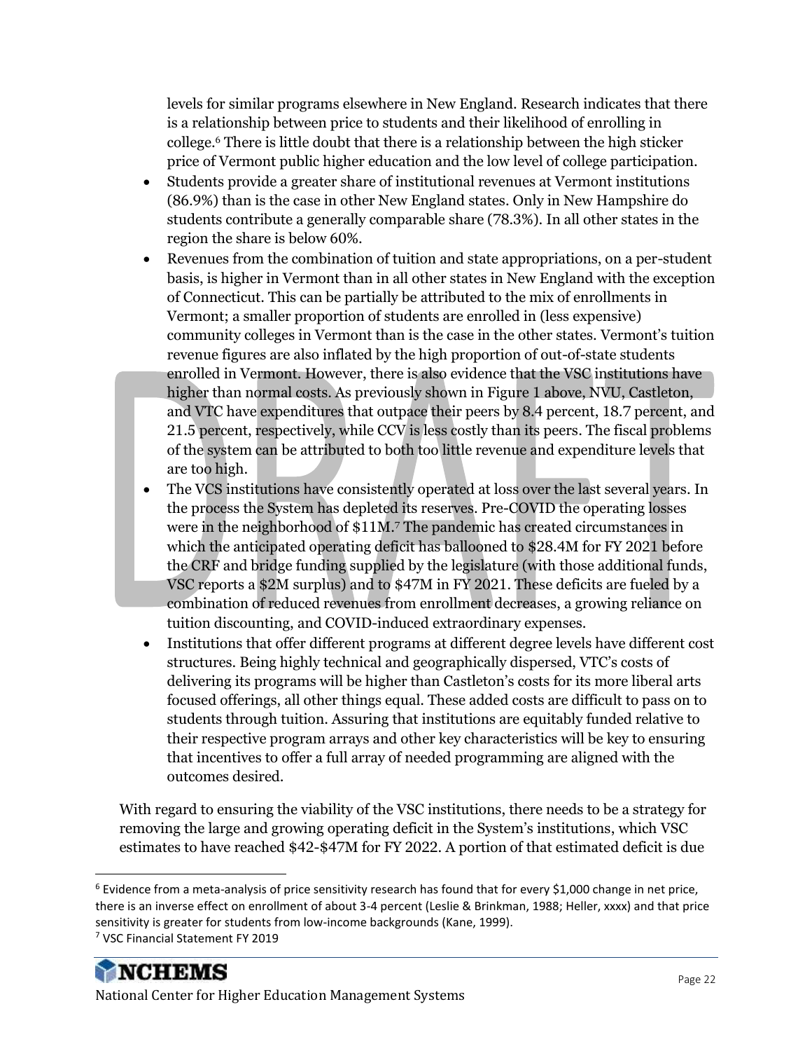levels for similar programs elsewhere in New England. Research indicates that there is a relationship between price to students and their likelihood of enrolling in college.[6] There is little doubt that there is a relationship between the high sticker price of Vermont public higher education and the low level of college participation.

- Students provide a greater share of institutional revenues at Vermont institutions (86.9%) than is the case in other New England states. Only in New Hampshire do students contribute a generally comparable share (78.3%). In all other states in the region the share is below 60%.
- Revenues from the combination of tuition and state appropriations, on a per-student basis, is higher in Vermont than in all other states in New England with the exception of Connecticut. This can be partially be attributed to the mix of enrollments in Vermont; a smaller proportion of students are enrolled in (less expensive) community colleges in Vermont than is the case in the other states. Vermont's tuition revenue figures are also inflated by the high proportion of out-of-state students enrolled in Vermont. However, there is also evidence that the VSC institutions have higher than normal costs. As previously shown in Figure 1 above, NVU, Castleton, and VTC have expenditures that outpace their peers by 8.4 percent, 18.7 percent, and 21.5 percent, respectively, while CCV is less costly than its peers. The fiscal problems of the system can be attributed to both too little revenue and expenditure levels that are too high.
- The VCS institutions have consistently operated at loss over the last several years. In the process the System has depleted its reserves. Pre-COVID the operating losses were in the neighborhood of $11M.[7] The pandemic has created circumstances in which the anticipated operating deficit has ballooned to $28.4M for FY 2021 before the CRF and bridge funding supplied by the legislature (with those additional funds, VSC reports a $2M surplus) and to $47M in FY 2021. These deficits are fueled by a combination of reduced revenues from enrollment decreases, a growing reliance on tuition discounting, and COVID-induced extraordinary expenses.
- Institutions that offer different programs at different degree levels have different cost structures. Being highly technical and geographically dispersed, VTC's costs of delivering its programs will be higher than Castleton's costs for its more liberal arts focused offerings, all other things equal. These added costs are difficult to pass on to students through tuition. Assuring that institutions are equitably funded relative to their respective program arrays and other key characteristics will be key to ensuring that incentives to offer a full array of needed programming are aligned with the outcomes desired.

With regard to ensuring the viability of the VSC institutions, there needs to be a strategy for removing the large and growing operating deficit in the System's institutions, which VSC estimates to have reached $42-$47M for FY 2022. A portion of that estimated deficit is due

[6] Evidence from a meta-analysis of price sensitivity research has found that for every $1,000 change in net price, there is an inverse effect on enrollment of about 3-4 percent (Leslie & Brinkman, 1988; Heller, xxxx) and that price sensitivity is greater for students from low-income backgrounds (Kane, 1999).

[7] VSC Financial Statement FY 2019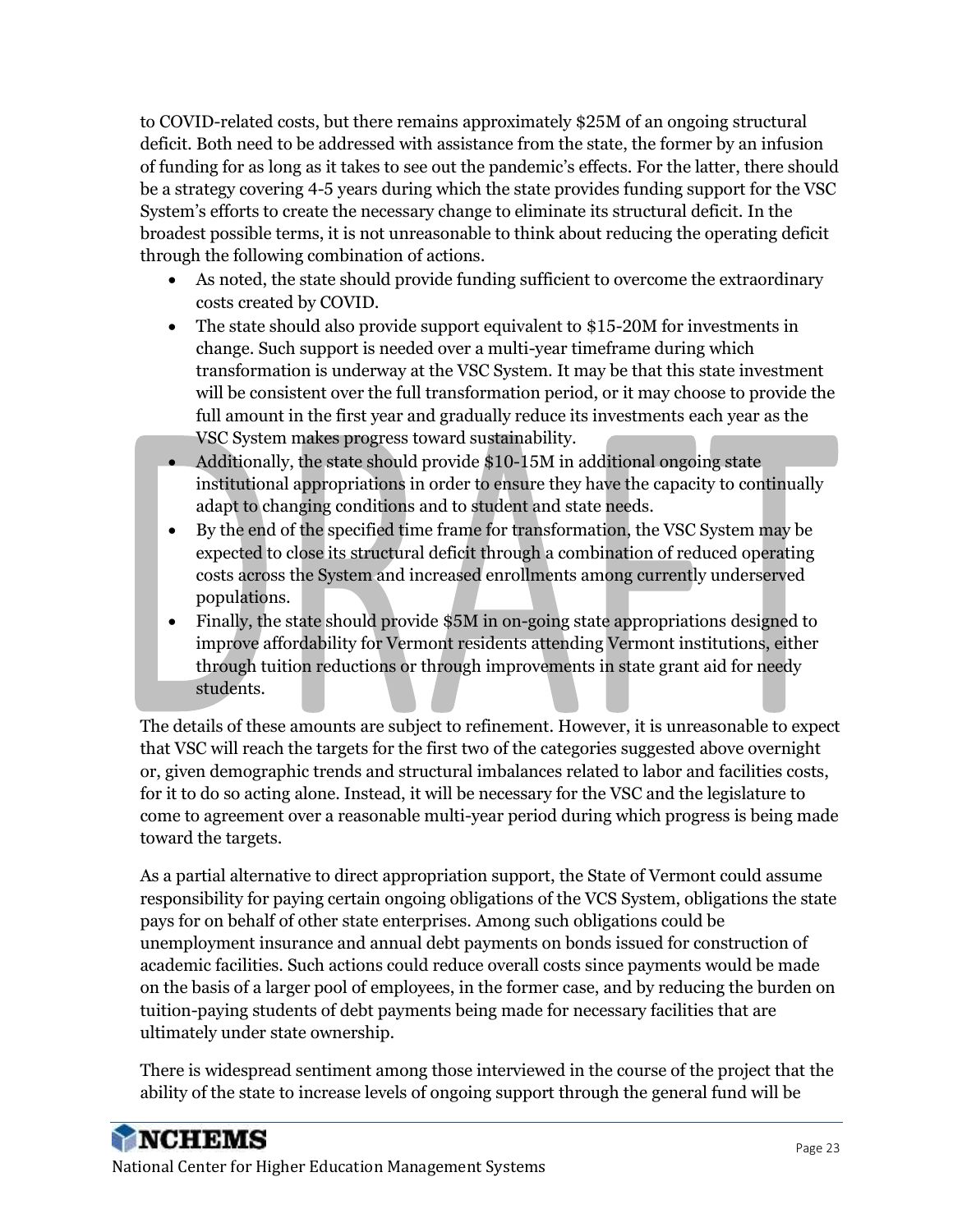to COVID-related costs, but there remains approximately $25M of an ongoing structural deficit. Both need to be addressed with assistance from the state, the former by an infusion of funding for as long as it takes to see out the pandemic's effects. For the latter, there should be a strategy covering 4-5 years during which the state provides funding support for the VSC System's efforts to create the necessary change to eliminate its structural deficit. In the broadest possible terms, it is not unreasonable to think about reducing the operating deficit through the following combination of actions.

- As noted, the state should provide funding sufficient to overcome the extraordinary costs created by COVID.
- The state should also provide support equivalent to $15-20M for investments in change. Such support is needed over a multi-year timeframe during which transformation is underway at the VSC System. It may be that this state investment will be consistent over the full transformation period, or it may choose to provide the full amount in the first year and gradually reduce its investments each year as the VSC System makes progress toward sustainability.
- Additionally, the state should provide $10-15M in additional ongoing state institutional appropriations in order to ensure they have the capacity to continually adapt to changing conditions and to student and state needs.
- By the end of the specified time frame for transformation, the VSC System may be expected to close its structural deficit through a combination of reduced operating costs across the System and increased enrollments among currently underserved populations.
- Finally, the state should provide $5M in on-going state appropriations designed to improve affordability for Vermont residents attending Vermont institutions, either through tuition reductions or through improvements in state grant aid for needy students.

The details of these amounts are subject to refinement. However, it is unreasonable to expect that VSC will reach the targets for the first two of the categories suggested above overnight or, given demographic trends and structural imbalances related to labor and facilities costs, for it to do so acting alone. Instead, it will be necessary for the VSC and the legislature to come to agreement over a reasonable multi-year period during which progress is being made toward the targets.

As a partial alternative to direct appropriation support, the State of Vermont could assume responsibility for paying certain ongoing obligations of the VCS System, obligations the state pays for on behalf of other state enterprises. Among such obligations could be unemployment insurance and annual debt payments on bonds issued for construction of academic facilities. Such actions could reduce overall costs since payments would be made on the basis of a larger pool of employees, in the former case, and by reducing the burden on tuition-paying students of debt payments being made for necessary facilities that are ultimately under state ownership.

There is widespread sentiment among those interviewed in the course of the project that the ability of the state to increase levels of ongoing support through the general fund will be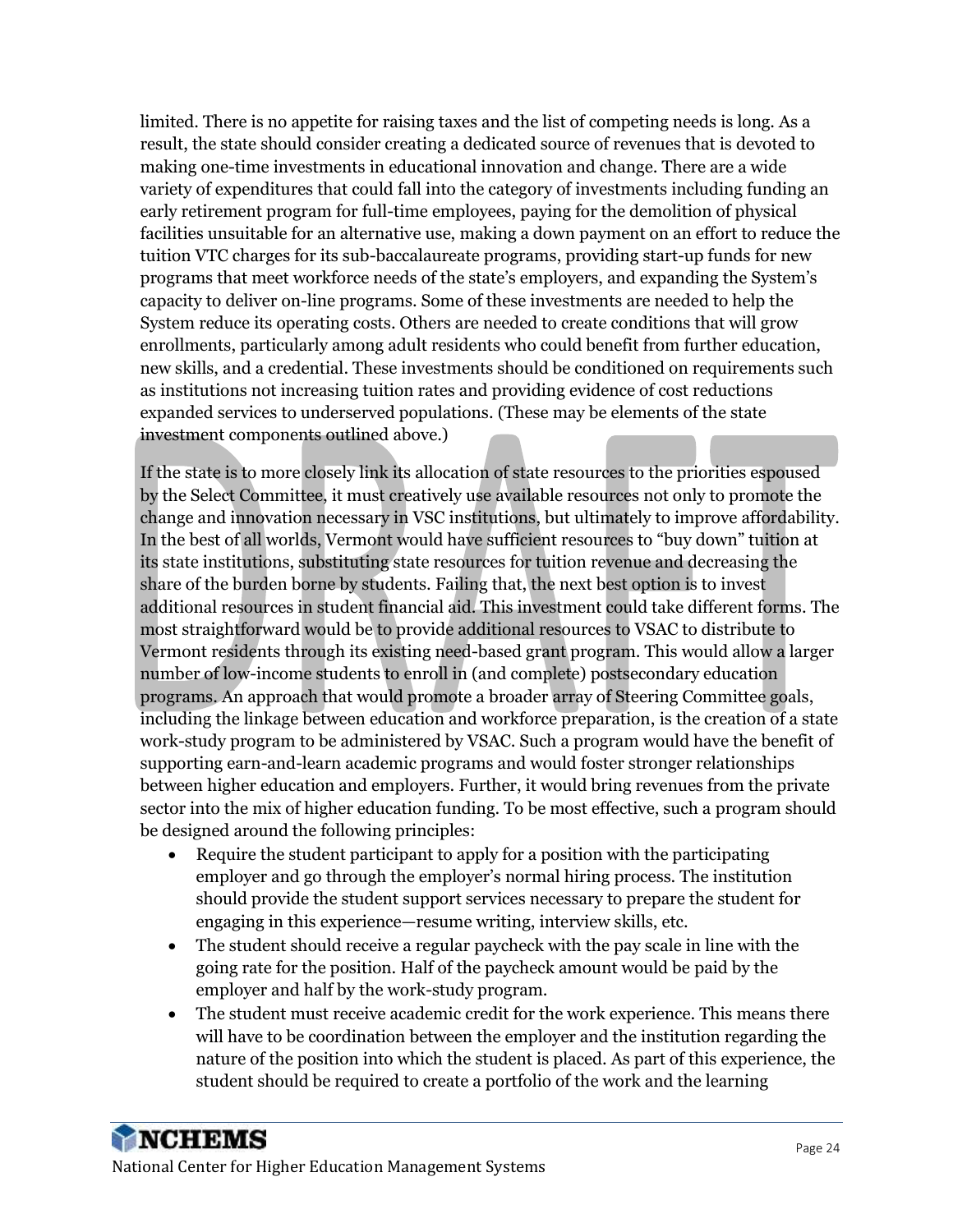limited. There is no appetite for raising taxes and the list of competing needs is long. As a result, the state should consider creating a dedicated source of revenues that is devoted to making one-time investments in educational innovation and change. There are a wide variety of expenditures that could fall into the category of investments including funding an early retirement program for full-time employees, paying for the demolition of physical facilities unsuitable for an alternative use, making a down payment on an effort to reduce the tuition VTC charges for its sub-baccalaureate programs, providing start-up funds for new programs that meet workforce needs of the state's employers, and expanding the System's capacity to deliver on-line programs. Some of these investments are needed to help the System reduce its operating costs. Others are needed to create conditions that will grow enrollments, particularly among adult residents who could benefit from further education, new skills, and a credential. These investments should be conditioned on requirements such as institutions not increasing tuition rates and providing evidence of cost reductions expanded services to underserved populations. (These may be elements of the state investment components outlined above.)

If the state is to more closely link its allocation of state resources to the priorities espoused by the Select Committee, it must creatively use available resources not only to promote the change and innovation necessary in VSC institutions, but ultimately to improve affordability. In the best of all worlds, Vermont would have sufficient resources to "buy down" tuition at its state institutions, substituting state resources for tuition revenue and decreasing the share of the burden borne by students. Failing that, the next best option is to invest additional resources in student financial aid. This investment could take different forms. The most straightforward would be to provide additional resources to VSAC to distribute to Vermont residents through its existing need-based grant program. This would allow a larger number of low-income students to enroll in (and complete) postsecondary education programs. An approach that would promote a broader array of Steering Committee goals, including the linkage between education and workforce preparation, is the creation of a state work-study program to be administered by VSAC. Such a program would have the benefit of supporting earn-and-learn academic programs and would foster stronger relationships between higher education and employers. Further, it would bring revenues from the private sector into the mix of higher education funding. To be most effective, such a program should be designed around the following principles:

- Require the student participant to apply for a position with the participating employer and go through the employer's normal hiring process. The institution should provide the student support services necessary to prepare the student for engaging in this experience—resume writing, interview skills, etc.
- The student should receive a regular paycheck with the pay scale in line with the going rate for the position. Half of the paycheck amount would be paid by the employer and half by the work-study program.
- The student must receive academic credit for the work experience. This means there will have to be coordination between the employer and the institution regarding the nature of the position into which the student is placed. As part of this experience, the student should be required to create a portfolio of the work and the learning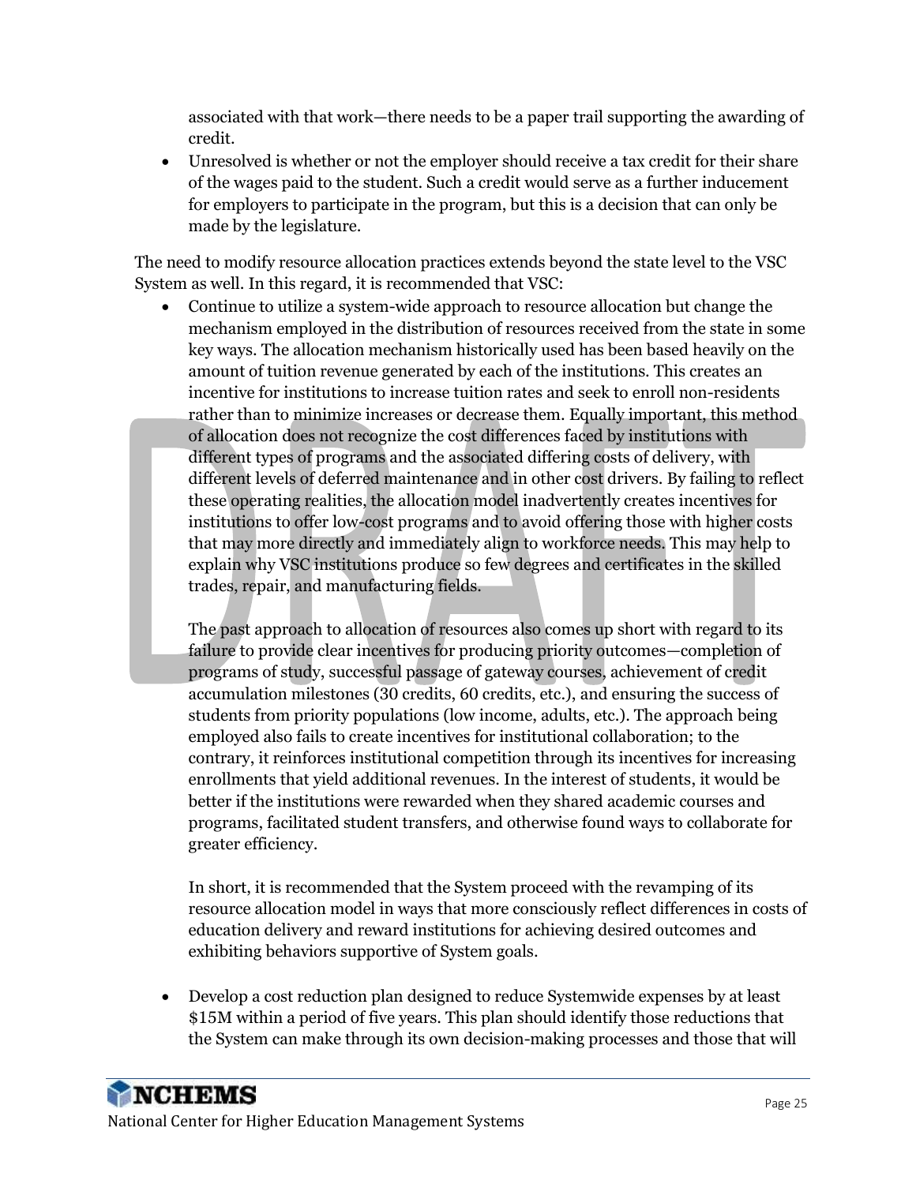associated with that work—there needs to be a paper trail supporting the awarding of credit.

- Unresolved is whether or not the employer should receive a tax credit for their share of the wages paid to the student. Such a credit would serve as a further inducement for employers to participate in the program, but this is a decision that can only be made by the legislature.

The need to modify resource allocation practices extends beyond the state level to the VSC System as well. In this regard, it is recommended that VSC:

- Continue to utilize a system-wide approach to resource allocation but change the mechanism employed in the distribution of resources received from the state in some key ways. The allocation mechanism historically used has been based heavily on the amount of tuition revenue generated by each of the institutions. This creates an incentive for institutions to increase tuition rates and seek to enroll non-residents rather than to minimize increases or decrease them. Equally important, this method of allocation does not recognize the cost differences faced by institutions with different types of programs and the associated differing costs of delivery, with different levels of deferred maintenance and in other cost drivers. By failing to reflect these operating realities, the allocation model inadvertently creates incentives for institutions to offer low-cost programs and to avoid offering those with higher costs that may more directly and immediately align to workforce needs. This may help to explain why VSC institutions produce so few degrees and certificates in the skilled trades, repair, and manufacturing fields.

  The past approach to allocation of resources also comes up short with regard to its failure to provide clear incentives for producing priority outcomes—completion of programs of study, successful passage of gateway courses, achievement of credit accumulation milestones (30 credits, 60 credits, etc.), and ensuring the success of students from priority populations (low income, adults, etc.). The approach being employed also fails to create incentives for institutional collaboration; to the contrary, it reinforces institutional competition through its incentives for increasing enrollments that yield additional revenues. In the interest of students, it would be better if the institutions were rewarded when they shared academic courses and programs, facilitated student transfers, and otherwise found ways to collaborate for greater efficiency.

  In short, it is recommended that the System proceed with the revamping of its resource allocation model in ways that more consciously reflect differences in costs of education delivery and reward institutions for achieving desired outcomes and exhibiting behaviors supportive of System goals.

- Develop a cost reduction plan designed to reduce Systemwide expenses by at least $15M within a period of five years. This plan should identify those reductions that the System can make through its own decision-making processes and those that will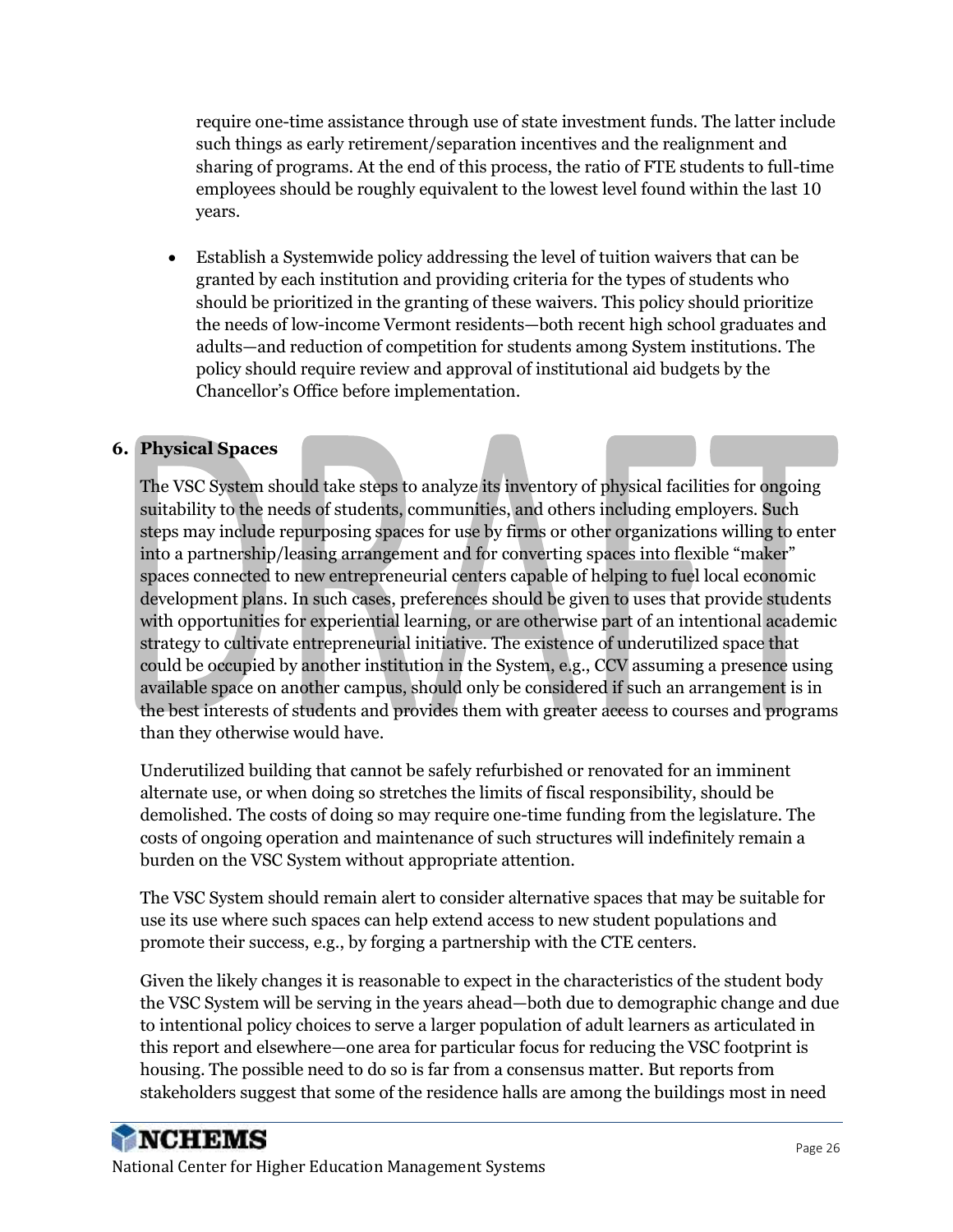require one-time assistance through use of state investment funds. The latter include such things as early retirement/separation incentives and the realignment and sharing of programs. At the end of this process, the ratio of FTE students to full-time employees should be roughly equivalent to the lowest level found within the last 10 years.

- Establish a Systemwide policy addressing the level of tuition waivers that can be granted by each institution and providing criteria for the types of students who should be prioritized in the granting of these waivers. This policy should prioritize the needs of low-income Vermont residents—both recent high school graduates and adults—and reduction of competition for students among System institutions. The policy should require review and approval of institutional aid budgets by the Chancellor's Office before implementation.

## 6. Physical Spaces

The VSC System should take steps to analyze its inventory of physical facilities for ongoing suitability to the needs of students, communities, and others including employers. Such steps may include repurposing spaces for use by firms or other organizations willing to enter into a partnership/leasing arrangement and for converting spaces into flexible "maker" spaces connected to new entrepreneurial centers capable of helping to fuel local economic development plans. In such cases, preferences should be given to uses that provide students with opportunities for experiential learning, or are otherwise part of an intentional academic strategy to cultivate entrepreneurial initiative. The existence of underutilized space that could be occupied by another institution in the System, e.g., CCV assuming a presence using available space on another campus, should only be considered if such an arrangement is in the best interests of students and provides them with greater access to courses and programs than they otherwise would have.

Underutilized building that cannot be safely refurbished or renovated for an imminent alternate use, or when doing so stretches the limits of fiscal responsibility, should be demolished. The costs of doing so may require one-time funding from the legislature. The costs of ongoing operation and maintenance of such structures will indefinitely remain a burden on the VSC System without appropriate attention.

The VSC System should remain alert to consider alternative spaces that may be suitable for use its use where such spaces can help extend access to new student populations and promote their success, e.g., by forging a partnership with the CTE centers.

Given the likely changes it is reasonable to expect in the characteristics of the student body the VSC System will be serving in the years ahead—both due to demographic change and due to intentional policy choices to serve a larger population of adult learners as articulated in this report and elsewhere—one area for particular focus for reducing the VSC footprint is housing. The possible need to do so is far from a consensus matter. But reports from stakeholders suggest that some of the residence halls are among the buildings most in need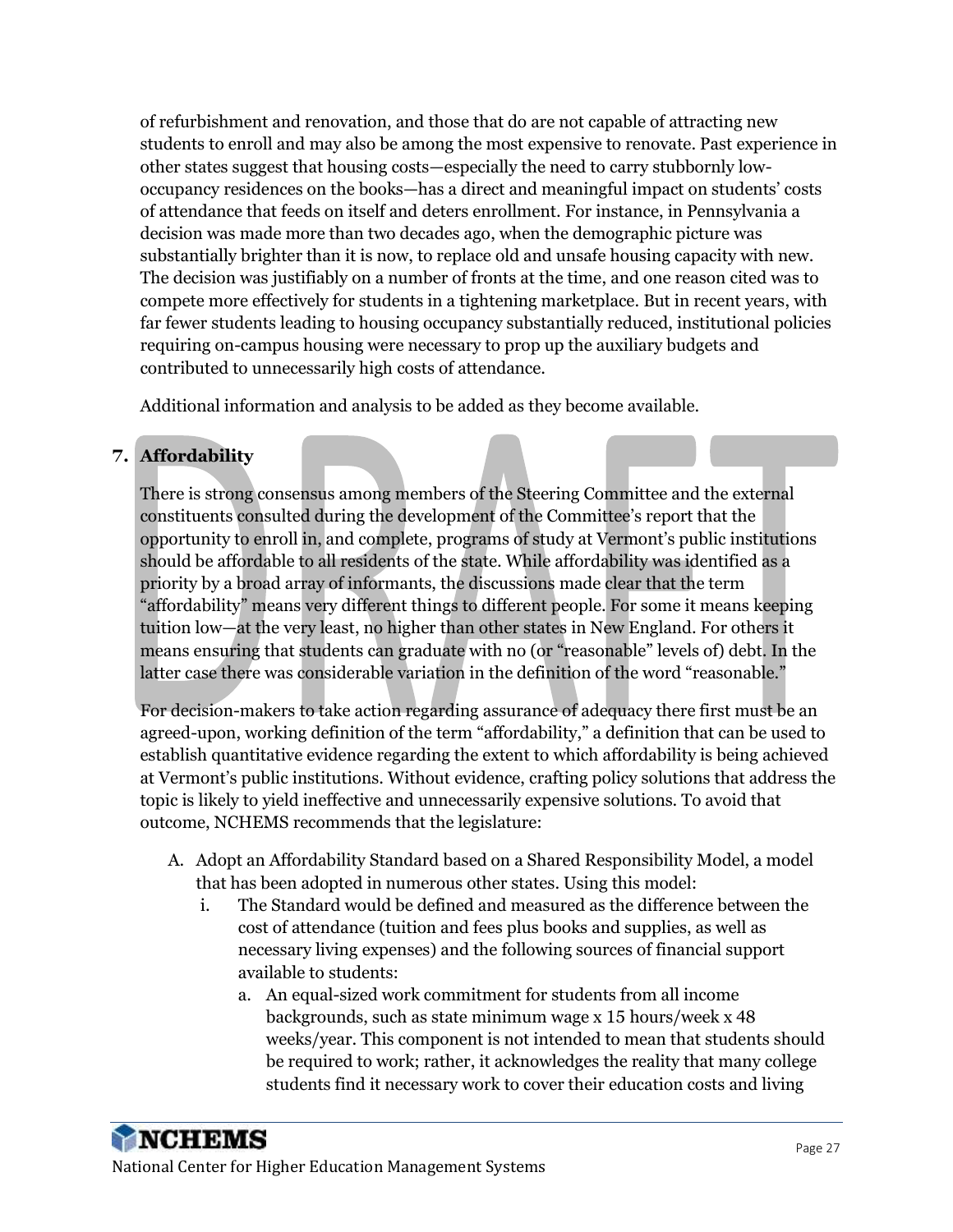of refurbishment and renovation, and those that do are not capable of attracting new students to enroll and may also be among the most expensive to renovate. Past experience in other states suggest that housing costs—especially the need to carry stubbornly low-occupancy residences on the books—has a direct and meaningful impact on students' costs of attendance that feeds on itself and deters enrollment. For instance, in Pennsylvania a decision was made more than two decades ago, when the demographic picture was substantially brighter than it is now, to replace old and unsafe housing capacity with new. The decision was justifiably on a number of fronts at the time, and one reason cited was to compete more effectively for students in a tightening marketplace. But in recent years, with far fewer students leading to housing occupancy substantially reduced, institutional policies requiring on-campus housing were necessary to prop up the auxiliary budgets and contributed to unnecessarily high costs of attendance.

Additional information and analysis to be added as they become available.

## 7. Affordability

There is strong consensus among members of the Steering Committee and the external constituents consulted during the development of the Committee's report that the opportunity to enroll in, and complete, programs of study at Vermont's public institutions should be affordable to all residents of the state. While affordability was identified as a priority by a broad array of informants, the discussions made clear that the term "affordability" means very different things to different people. For some it means keeping tuition low—at the very least, no higher than other states in New England. For others it means ensuring that students can graduate with no (or "reasonable" levels of) debt. In the latter case there was considerable variation in the definition of the word "reasonable."

For decision-makers to take action regarding assurance of adequacy there first must be an agreed-upon, working definition of the term "affordability," a definition that can be used to establish quantitative evidence regarding the extent to which affordability is being achieved at Vermont's public institutions. Without evidence, crafting policy solutions that address the topic is likely to yield ineffective and unnecessarily expensive solutions. To avoid that outcome, NCHEMS recommends that the legislature:

A. Adopt an Affordability Standard based on a Shared Responsibility Model, a model that has been adopted in numerous other states. Using this model:
   i. The Standard would be defined and measured as the difference between the cost of attendance (tuition and fees plus books and supplies, as well as necessary living expenses) and the following sources of financial support available to students:
      a. An equal-sized work commitment for students from all income backgrounds, such as state minimum wage x 15 hours/week x 48 weeks/year. This component is not intended to mean that students should be required to work; rather, it acknowledges the reality that many college students find it necessary work to cover their education costs and living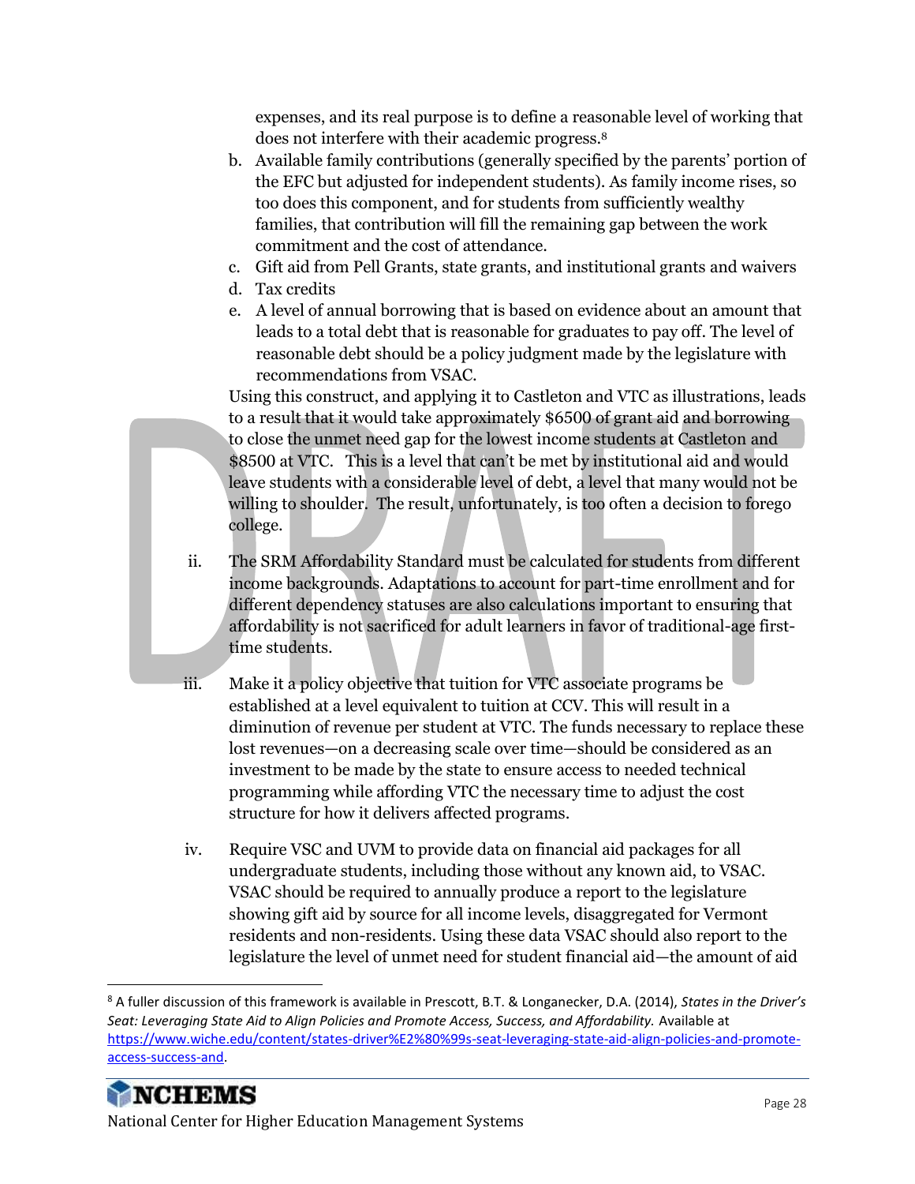expenses, and its real purpose is to define a reasonable level of working that does not interfere with their academic progress.[8]

b. Available family contributions (generally specified by the parents' portion of the EFC but adjusted for independent students). As family income rises, so too does this component, and for students from sufficiently wealthy families, that contribution will fill the remaining gap between the work commitment and the cost of attendance.
c. Gift aid from Pell Grants, state grants, and institutional grants and waivers
d. Tax credits
e. A level of annual borrowing that is based on evidence about an amount that leads to a total debt that is reasonable for graduates to pay off. The level of reasonable debt should be a policy judgment made by the legislature with recommendations from VSAC.

Using this construct, and applying it to Castleton and VTC as illustrations, leads to a result that it would take approximately $6500 of grant aid and borrowing to close the unmet need gap for the lowest income students at Castleton and $8500 at VTC. This is a level that can't be met by institutional aid and would leave students with a considerable level of debt, a level that many would not be willing to shoulder. The result, unfortunately, is too often a decision to forego college.

ii. The SRM Affordability Standard must be calculated for students from different income backgrounds. Adaptations to account for part-time enrollment and for different dependency statuses are also calculations important to ensuring that affordability is not sacrificed for adult learners in favor of traditional-age first-time students.

iii. Make it a policy objective that tuition for VTC associate programs be established at a level equivalent to tuition at CCV. This will result in a diminution of revenue per student at VTC. The funds necessary to replace these lost revenues—on a decreasing scale over time—should be considered as an investment to be made by the state to ensure access to needed technical programming while affording VTC the necessary time to adjust the cost structure for how it delivers affected programs.

iv. Require VSC and UVM to provide data on financial aid packages for all undergraduate students, including those without any known aid, to VSAC. VSAC should be required to annually produce a report to the legislature showing gift aid by source for all income levels, disaggregated for Vermont residents and non-residents. Using these data VSAC should also report to the legislature the level of unmet need for student financial aid—the amount of aid

---

[8] A fuller discussion of this framework is available in Prescott, B.T. & Longanecker, D.A. (2014), *States in the Driver's Seat: Leveraging State Aid to Align Policies and Promote Access, Success, and Affordability.* Available at https://www.wiche.edu/content/states-driver%E2%80%99s-seat-leveraging-state-aid-align-policies-and-promote-access-success-and.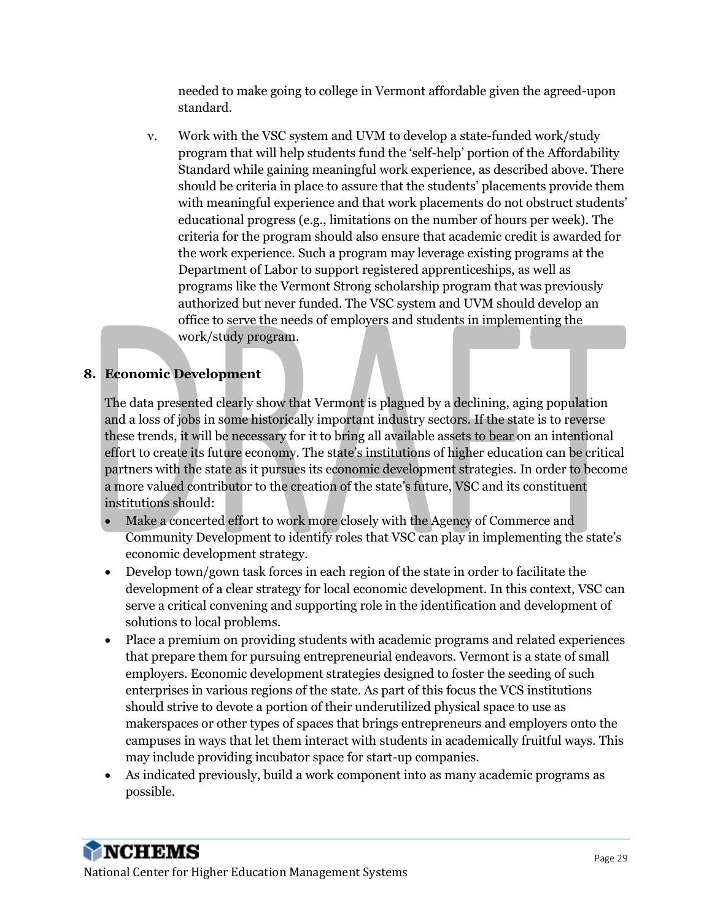needed to make going to college in Vermont affordable given the agreed-upon standard.

v. Work with the VSC system and UVM to develop a state-funded work/study program that will help students fund the 'self-help' portion of the Affordability Standard while gaining meaningful work experience, as described above. There should be criteria in place to assure that the students' placements provide them with meaningful experience and that work placements do not obstruct students' educational progress (e.g., limitations on the number of hours per week). The criteria for the program should also ensure that academic credit is awarded for the work experience. Such a program may leverage existing programs at the Department of Labor to support registered apprenticeships, as well as programs like the Vermont Strong scholarship program that was previously authorized but never funded. The VSC system and UVM should develop an office to serve the needs of employers and students in implementing the work/study program.

## 8. Economic Development

The data presented clearly show that Vermont is plagued by a declining, aging population and a loss of jobs in some historically important industry sectors. If the state is to reverse these trends, it will be necessary for it to bring all available assets to bear on an intentional effort to create its future economy. The state's institutions of higher education can be critical partners with the state as it pursues its economic development strategies. In order to become a more valued contributor to the creation of the state's future, VSC and its constituent institutions should:

- Make a concerted effort to work more closely with the Agency of Commerce and Community Development to identify roles that VSC can play in implementing the state's economic development strategy.
- Develop town/gown task forces in each region of the state in order to facilitate the development of a clear strategy for local economic development. In this context, VSC can serve a critical convening and supporting role in the identification and development of solutions to local problems.
- Place a premium on providing students with academic programs and related experiences that prepare them for pursuing entrepreneurial endeavors. Vermont is a state of small employers. Economic development strategies designed to foster the seeding of such enterprises in various regions of the state. As part of this focus the VCS institutions should strive to devote a portion of their underutilized physical space to use as makerspaces or other types of spaces that brings entrepreneurs and employers onto the campuses in ways that let them interact with students in academically fruitful ways. This may include providing incubator space for start-up companies.
- As indicated previously, build a work component into as many academic programs as possible.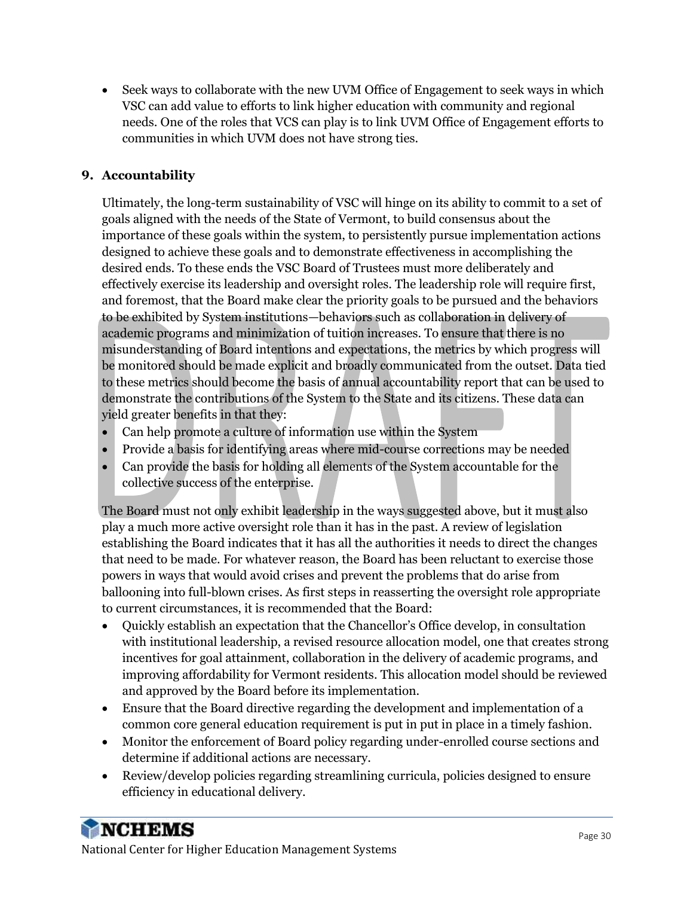- Seek ways to collaborate with the new UVM Office of Engagement to seek ways in which VSC can add value to efforts to link higher education with community and regional needs. One of the roles that VCS can play is to link UVM Office of Engagement efforts to communities in which UVM does not have strong ties.

## 9. Accountability

Ultimately, the long-term sustainability of VSC will hinge on its ability to commit to a set of goals aligned with the needs of the State of Vermont, to build consensus about the importance of these goals within the system, to persistently pursue implementation actions designed to achieve these goals and to demonstrate effectiveness in accomplishing the desired ends. To these ends the VSC Board of Trustees must more deliberately and effectively exercise its leadership and oversight roles. The leadership role will require first, and foremost, that the Board make clear the priority goals to be pursued and the behaviors to be exhibited by System institutions—behaviors such as collaboration in delivery of academic programs and minimization of tuition increases. To ensure that there is no misunderstanding of Board intentions and expectations, the metrics by which progress will be monitored should be made explicit and broadly communicated from the outset. Data tied to these metrics should become the basis of annual accountability report that can be used to demonstrate the contributions of the System to the State and its citizens. These data can yield greater benefits in that they:

- Can help promote a culture of information use within the System
- Provide a basis for identifying areas where mid-course corrections may be needed
- Can provide the basis for holding all elements of the System accountable for the collective success of the enterprise.

The Board must not only exhibit leadership in the ways suggested above, but it must also play a much more active oversight role than it has in the past. A review of legislation establishing the Board indicates that it has all the authorities it needs to direct the changes that need to be made. For whatever reason, the Board has been reluctant to exercise those powers in ways that would avoid crises and prevent the problems that do arise from ballooning into full-blown crises. As first steps in reasserting the oversight role appropriate to current circumstances, it is recommended that the Board:

- Quickly establish an expectation that the Chancellor's Office develop, in consultation with institutional leadership, a revised resource allocation model, one that creates strong incentives for goal attainment, collaboration in the delivery of academic programs, and improving affordability for Vermont residents. This allocation model should be reviewed and approved by the Board before its implementation.
- Ensure that the Board directive regarding the development and implementation of a common core general education requirement is put in put in place in a timely fashion.
- Monitor the enforcement of Board policy regarding under-enrolled course sections and determine if additional actions are necessary.
- Review/develop policies regarding streamlining curricula, policies designed to ensure efficiency in educational delivery.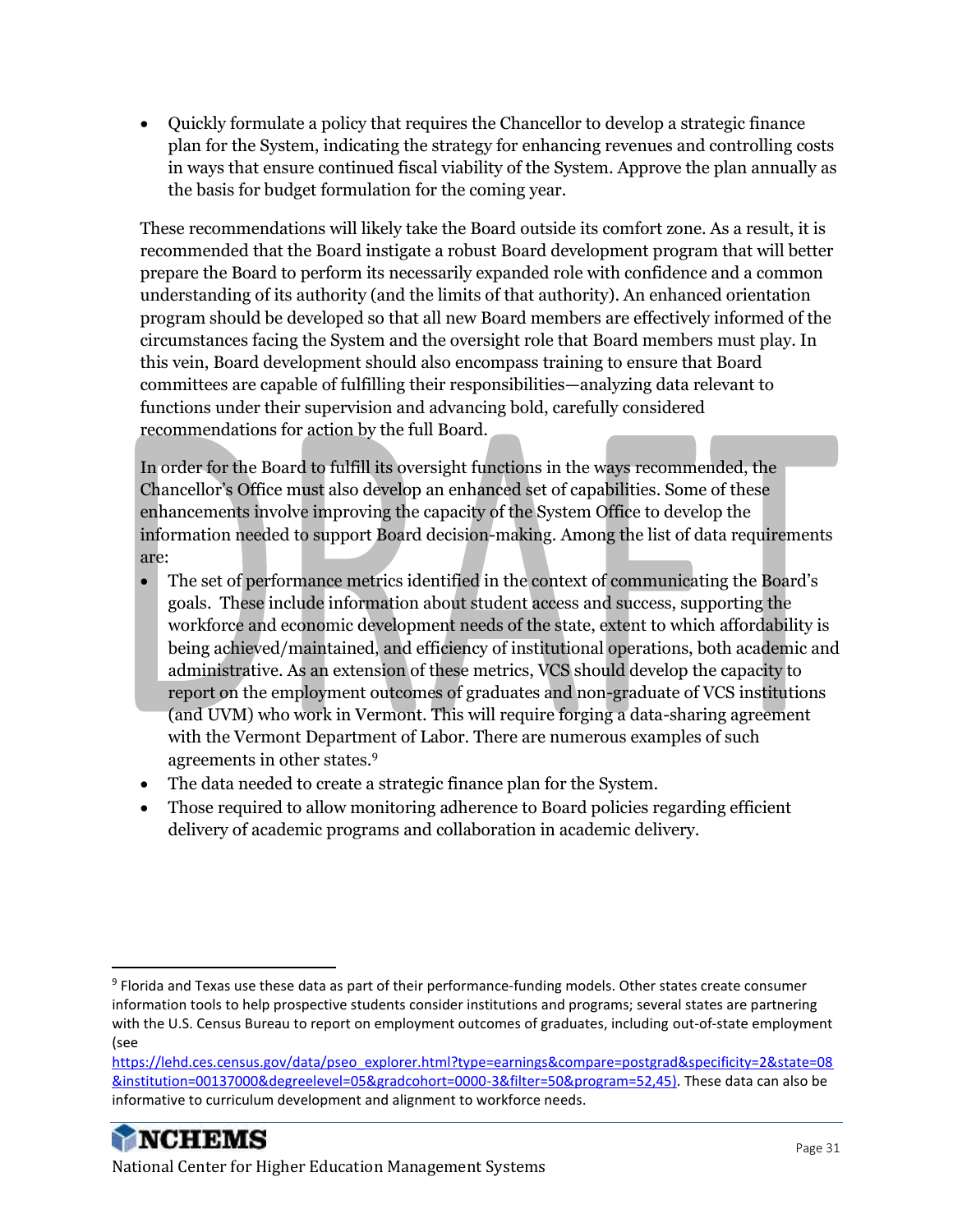- Quickly formulate a policy that requires the Chancellor to develop a strategic finance plan for the System, indicating the strategy for enhancing revenues and controlling costs in ways that ensure continued fiscal viability of the System. Approve the plan annually as the basis for budget formulation for the coming year.

These recommendations will likely take the Board outside its comfort zone. As a result, it is recommended that the Board instigate a robust Board development program that will better prepare the Board to perform its necessarily expanded role with confidence and a common understanding of its authority (and the limits of that authority). An enhanced orientation program should be developed so that all new Board members are effectively informed of the circumstances facing the System and the oversight role that Board members must play. In this vein, Board development should also encompass training to ensure that Board committees are capable of fulfilling their responsibilities—analyzing data relevant to functions under their supervision and advancing bold, carefully considered recommendations for action by the full Board.

In order for the Board to fulfill its oversight functions in the ways recommended, the Chancellor's Office must also develop an enhanced set of capabilities. Some of these enhancements involve improving the capacity of the System Office to develop the information needed to support Board decision-making. Among the list of data requirements are:

- The set of performance metrics identified in the context of communicating the Board's goals. These include information about student access and success, supporting the workforce and economic development needs of the state, extent to which affordability is being achieved/maintained, and efficiency of institutional operations, both academic and administrative. As an extension of these metrics, VCS should develop the capacity to report on the employment outcomes of graduates and non-graduate of VCS institutions (and UVM) who work in Vermont. This will require forging a data-sharing agreement with the Vermont Department of Labor. There are numerous examples of such agreements in other states.[9]
- The data needed to create a strategic finance plan for the System.
- Those required to allow monitoring adherence to Board policies regarding efficient delivery of academic programs and collaboration in academic delivery.

---

[9] Florida and Texas use these data as part of their performance-funding models. Other states create consumer information tools to help prospective students consider institutions and programs; several states are partnering with the U.S. Census Bureau to report on employment outcomes of graduates, including out-of-state employment (see https://lehd.ces.census.gov/data/pseo_explorer.html?type=earnings&compare=postgrad&specificity=2&state=08&institution=00137000&degreelevel=05&gradcohort=0000-3&filter=50&program=52,45). These data can also be informative to curriculum development and alignment to workforce needs.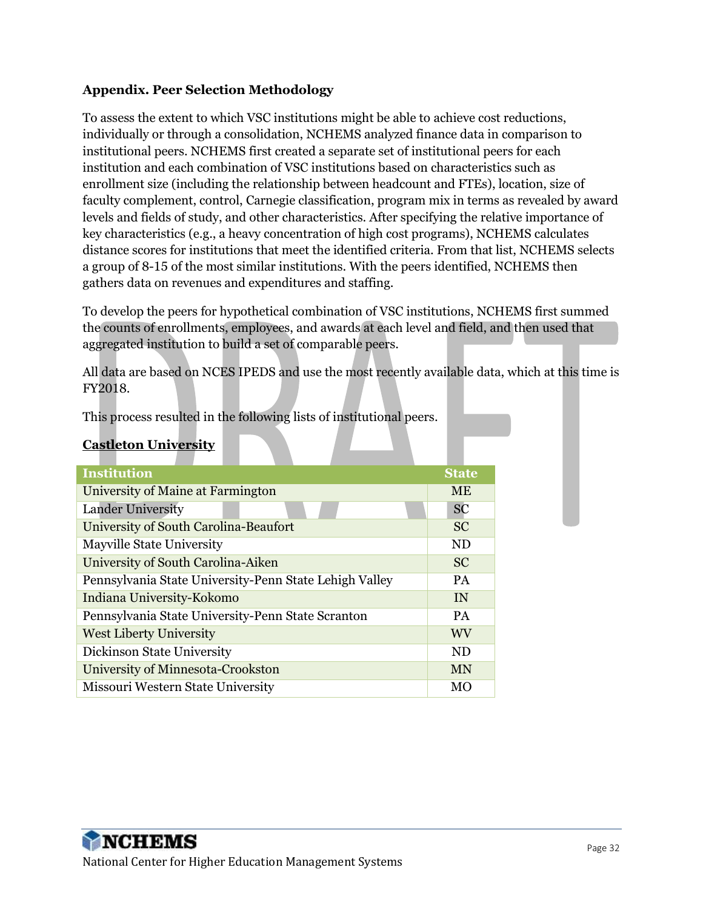**Appendix. Peer Selection Methodology**

To assess the extent to which VSC institutions might be able to achieve cost reductions, individually or through a consolidation, NCHEMS analyzed finance data in comparison to institutional peers. NCHEMS first created a separate set of institutional peers for each institution and each combination of VSC institutions based on characteristics such as enrollment size (including the relationship between headcount and FTEs), location, size of faculty complement, control, Carnegie classification, program mix in terms as revealed by award levels and fields of study, and other characteristics. After specifying the relative importance of key characteristics (e.g., a heavy concentration of high cost programs), NCHEMS calculates distance scores for institutions that meet the identified criteria. From that list, NCHEMS selects a group of 8-15 of the most similar institutions. With the peers identified, NCHEMS then gathers data on revenues and expenditures and staffing.

To develop the peers for hypothetical combination of VSC institutions, NCHEMS first summed the counts of enrollments, employees, and awards at each level and field, and then used that aggregated institution to build a set of comparable peers.

All data are based on NCES IPEDS and use the most recently available data, which at this time is FY2018.

This process resulted in the following lists of institutional peers.

**Castleton University**

| Institution | State |
|---|---|
| University of Maine at Farmington | ME |
| Lander University | SC |
| University of South Carolina-Beaufort | SC |
| Mayville State University | ND |
| University of South Carolina-Aiken | SC |
| Pennsylvania State University-Penn State Lehigh Valley | PA |
| Indiana University-Kokomo | IN |
| Pennsylvania State University-Penn State Scranton | PA |
| West Liberty University | WV |
| Dickinson State University | ND |
| University of Minnesota-Crookston | MN |
| Missouri Western State University | MO |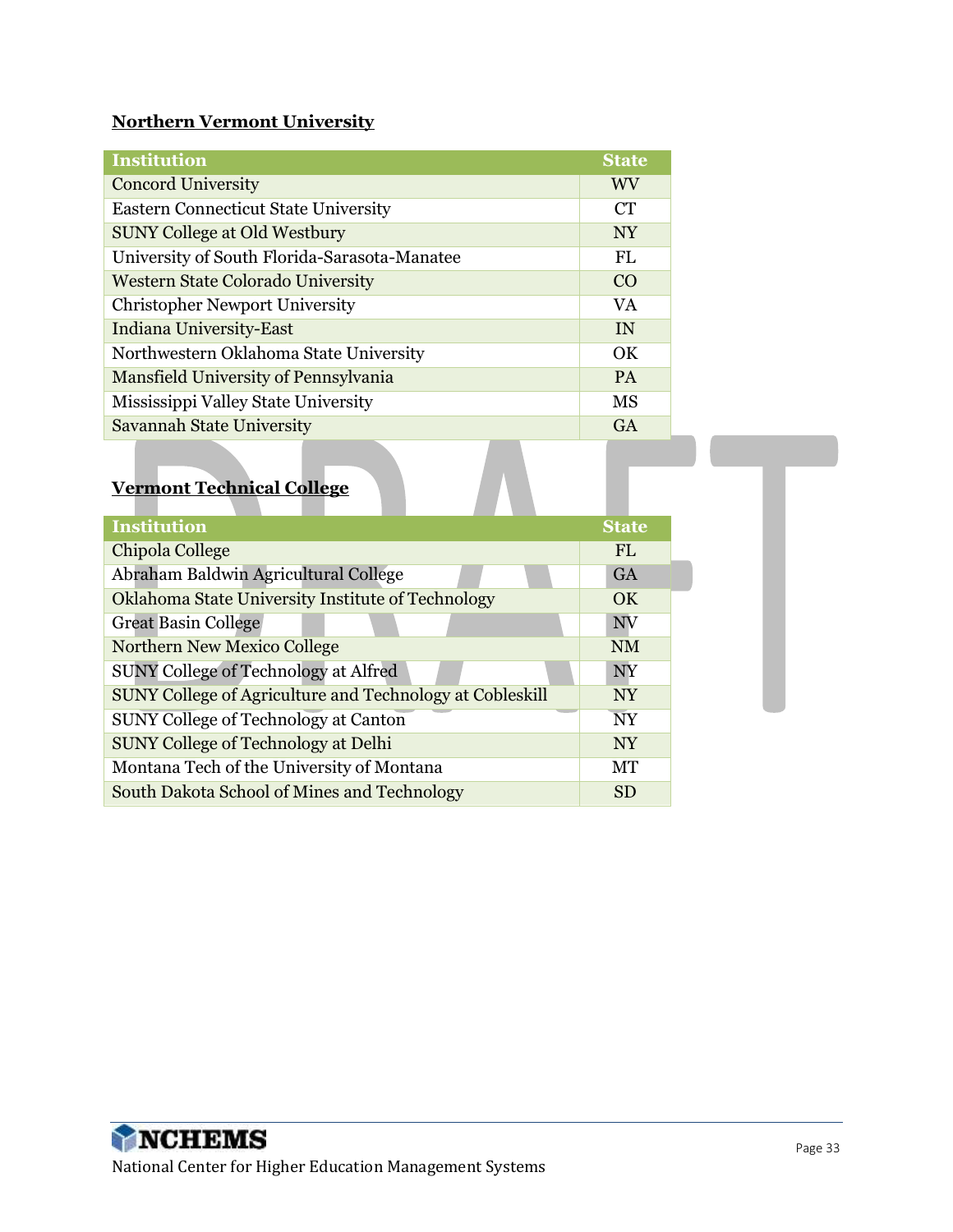**Northern Vermont University**

| Institution | State |
|---|---|
| Concord University | WV |
| Eastern Connecticut State University | CT |
| SUNY College at Old Westbury | NY |
| University of South Florida-Sarasota-Manatee | FL |
| Western State Colorado University | CO |
| Christopher Newport University | VA |
| Indiana University-East | IN |
| Northwestern Oklahoma State University | OK |
| Mansfield University of Pennsylvania | PA |
| Mississippi Valley State University | MS |
| Savannah State University | GA |

**Vermont Technical College**

| Institution | State |
|---|---|
| Chipola College | FL |
| Abraham Baldwin Agricultural College | GA |
| Oklahoma State University Institute of Technology | OK |
| Great Basin College | NV |
| Northern New Mexico College | NM |
| SUNY College of Technology at Alfred | NY |
| SUNY College of Agriculture and Technology at Cobleskill | NY |
| SUNY College of Technology at Canton | NY |
| SUNY College of Technology at Delhi | NY |
| Montana Tech of the University of Montana | MT |
| South Dakota School of Mines and Technology | SD |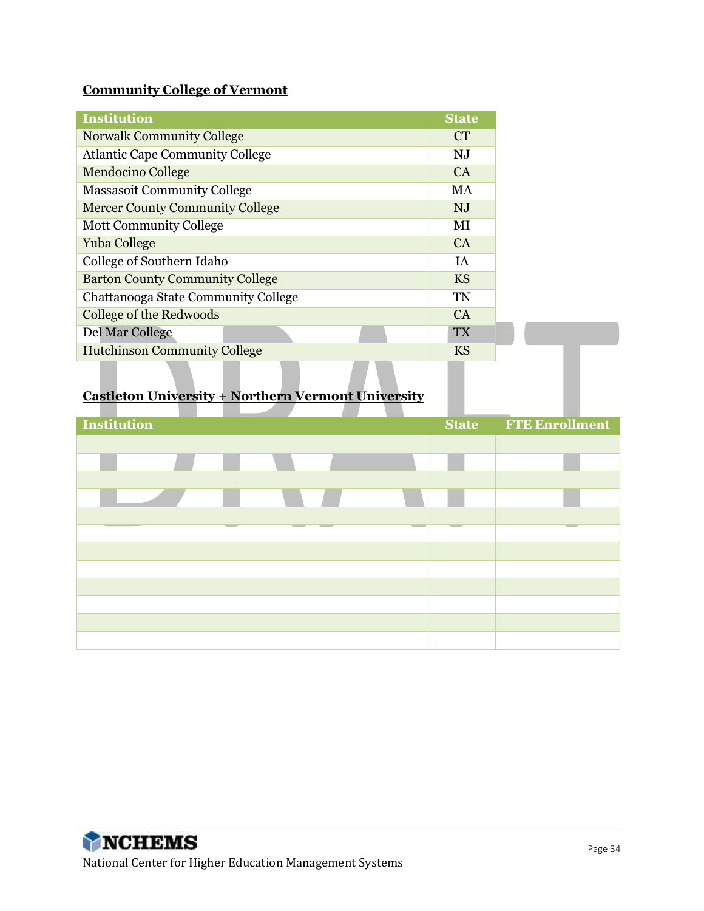**Community College of Vermont**

| Institution | State |
|---|---|
| Norwalk Community College | CT |
| Atlantic Cape Community College | NJ |
| Mendocino College | CA |
| Massasoit Community College | MA |
| Mercer County Community College | NJ |
| Mott Community College | MI |
| Yuba College | CA |
| College of Southern Idaho | IA |
| Barton County Community College | KS |
| Chattanooga State Community College | TN |
| College of the Redwoods | CA |
| Del Mar College | TX |
| Hutchinson Community College | KS |

**Castleton University + Northern Vermont University**

| Institution | State | FTE Enrollment |
|---|---|---|
| | | |
| | | |
| | | |
| | | |
| | | |
| | | |
| | | |
| | | |
| | | |
| | | |
| | | |
| | | |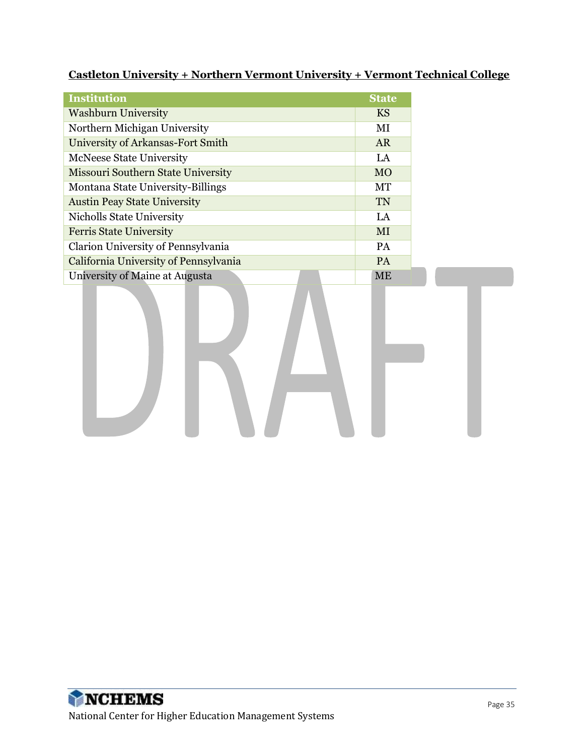**Castleton University + Northern Vermont University + Vermont Technical College**

| Institution | State |
|---|---|
| Washburn University | KS |
| Northern Michigan University | MI |
| University of Arkansas-Fort Smith | AR |
| McNeese State University | LA |
| Missouri Southern State University | MO |
| Montana State University-Billings | MT |
| Austin Peay State University | TN |
| Nicholls State University | LA |
| Ferris State University | MI |
| Clarion University of Pennsylvania | PA |
| California University of Pennsylvania | PA |
| University of Maine at Augusta | ME |